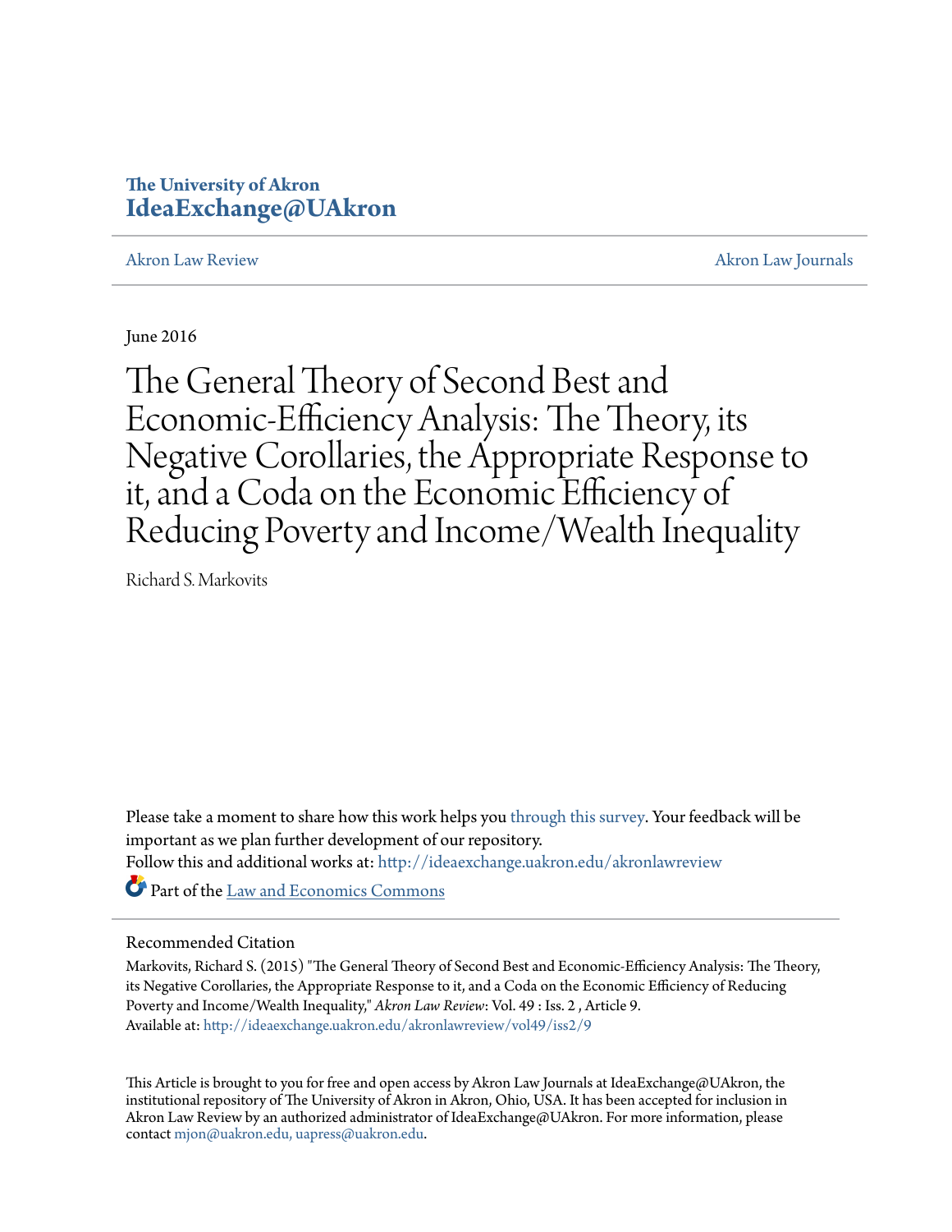The University of Akron
**IdeaExchange@UAkron**

Akron Law Review | Akron Law Journals

June 2016

# The General Theory of Second Best and Economic-Efficiency Analysis: The Theory, its Negative Corollaries, the Appropriate Response to it, and a Coda on the Economic Efficiency of Reducing Poverty and Income/Wealth Inequality

Richard S. Markovits

Please take a moment to share how this work helps you through this survey. Your feedback will be important as we plan further development of our repository.

Follow this and additional works at: http://ideaexchange.uakron.edu/akronlawreview

Part of the Law and Economics Commons

## Recommended Citation

Markovits, Richard S. (2015) "The General Theory of Second Best and Economic-Efficiency Analysis: The Theory, its Negative Corollaries, the Appropriate Response to it, and a Coda on the Economic Efficiency of Reducing Poverty and Income/Wealth Inequality," *Akron Law Review*: Vol. 49 : Iss. 2 , Article 9.

Available at: http://ideaexchange.uakron.edu/akronlawreview/vol49/iss2/9

This Article is brought to you for free and open access by Akron Law Journals at IdeaExchange@UAkron, the institutional repository of The University of Akron in Akron, Ohio, USA. It has been accepted for inclusion in Akron Law Review by an authorized administrator of IdeaExchange@UAkron. For more information, please contact mjon@uakron.edu, uapress@uakron.edu.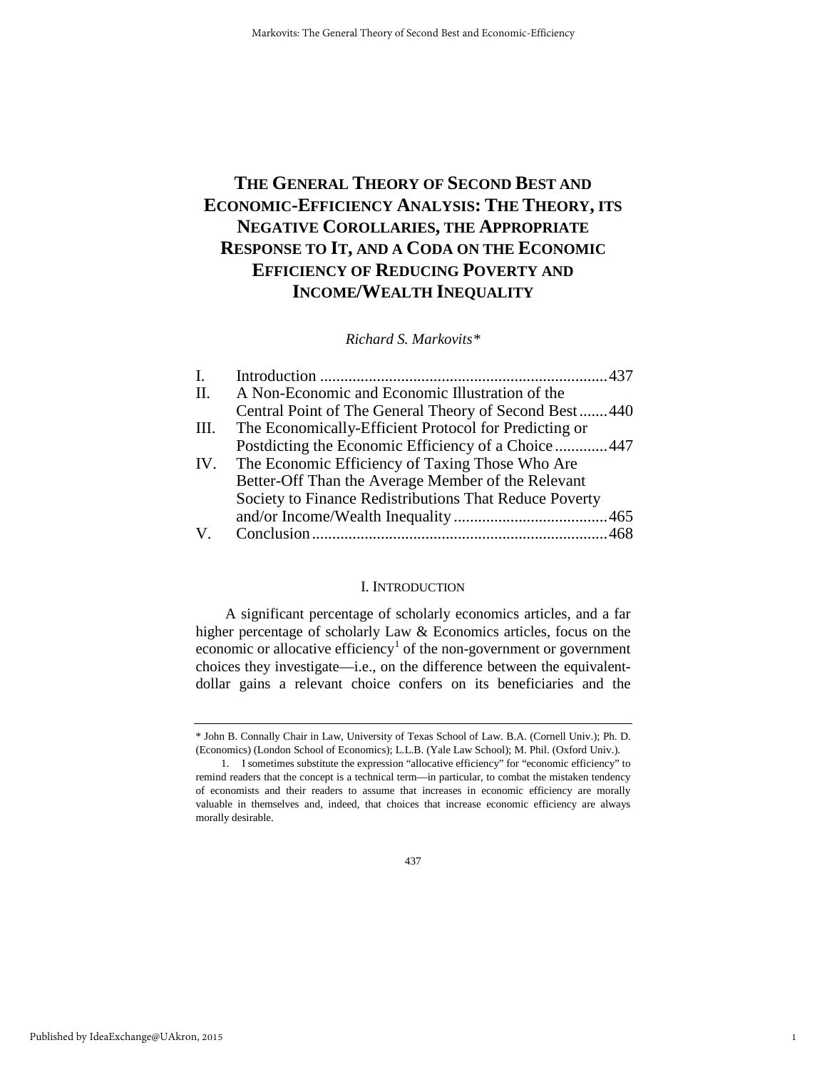# The General Theory of Second Best and Economic-Efficiency Analysis: The Theory, its Negative Corollaries, the Appropriate Response to It, and a Coda on the Economic Efficiency of Reducing Poverty and Income/Wealth Inequality

*Richard S. Markovits\**

| | | |
|---|---|---|
| I. | Introduction | 437 |
| II. | A Non-Economic and Economic Illustration of the Central Point of The General Theory of Second Best | 440 |
| III. | The Economically-Efficient Protocol for Predicting or Postdicting the Economic Efficiency of a Choice | 447 |
| IV. | The Economic Efficiency of Taxing Those Who Are Better-Off Than the Average Member of the Relevant Society to Finance Redistributions That Reduce Poverty and/or Income/Wealth Inequality | 465 |
| V. | Conclusion | 468 |

## I. Introduction

A significant percentage of scholarly economics articles, and a far higher percentage of scholarly Law & Economics articles, focus on the economic or allocative efficiency[1] of the non-government or government choices they investigate—i.e., on the difference between the equivalent-dollar gains a relevant choice confers on its beneficiaries and the

---

\* John B. Connally Chair in Law, University of Texas School of Law. B.A. (Cornell Univ.); Ph. D. (Economics) (London School of Economics); L.L.B. (Yale Law School); M. Phil. (Oxford Univ.).

1. I sometimes substitute the expression "allocative efficiency" for "economic efficiency" to remind readers that the concept is a technical term—in particular, to combat the mistaken tendency of economists and their readers to assume that increases in economic efficiency are morally valuable in themselves and, indeed, that choices that increase economic efficiency are always morally desirable.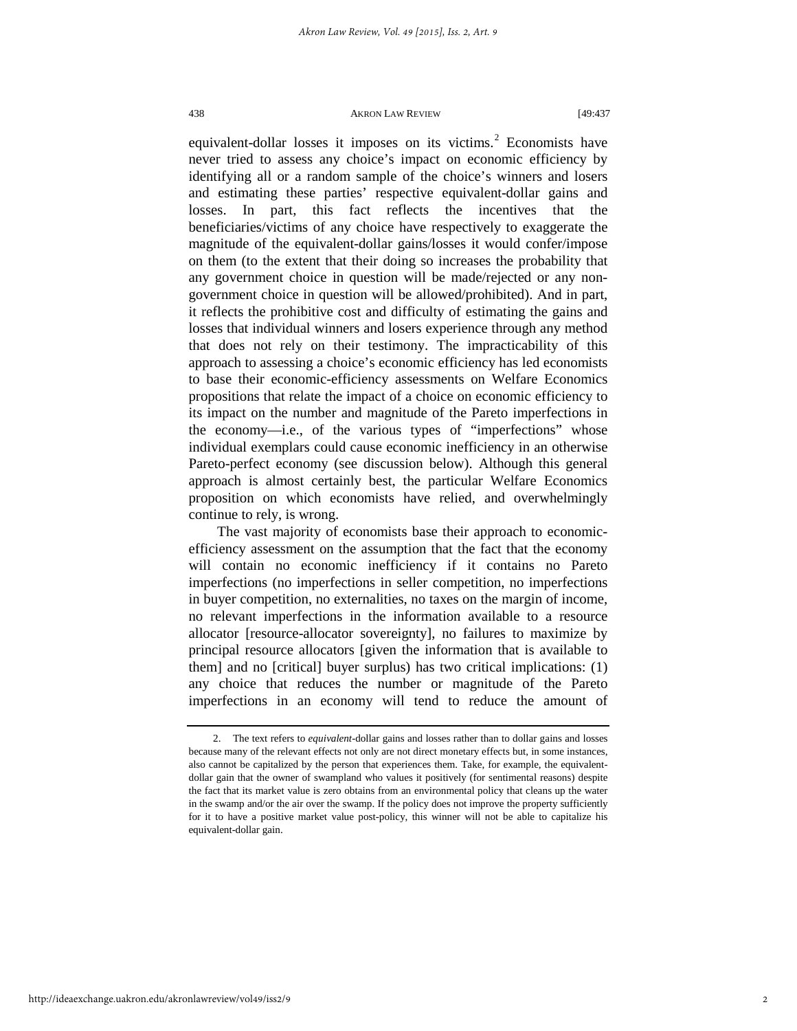equivalent-dollar losses it imposes on its victims.[2] Economists have never tried to assess any choice's impact on economic efficiency by identifying all or a random sample of the choice's winners and losers and estimating these parties' respective equivalent-dollar gains and losses. In part, this fact reflects the incentives that the beneficiaries/victims of any choice have respectively to exaggerate the magnitude of the equivalent-dollar gains/losses it would confer/impose on them (to the extent that their doing so increases the probability that any government choice in question will be made/rejected or any non-government choice in question will be allowed/prohibited). And in part, it reflects the prohibitive cost and difficulty of estimating the gains and losses that individual winners and losers experience through any method that does not rely on their testimony. The impracticability of this approach to assessing a choice's economic efficiency has led economists to base their economic-efficiency assessments on Welfare Economics propositions that relate the impact of a choice on economic efficiency to its impact on the number and magnitude of the Pareto imperfections in the economy—i.e., of the various types of "imperfections" whose individual exemplars could cause economic inefficiency in an otherwise Pareto-perfect economy (see discussion below). Although this general approach is almost certainly best, the particular Welfare Economics proposition on which economists have relied, and overwhelmingly continue to rely, is wrong.

The vast majority of economists base their approach to economic-efficiency assessment on the assumption that the fact that the economy will contain no economic inefficiency if it contains no Pareto imperfections (no imperfections in seller competition, no imperfections in buyer competition, no externalities, no taxes on the margin of income, no relevant imperfections in the information available to a resource allocator [resource-allocator sovereignty], no failures to maximize by principal resource allocators [given the information that is available to them] and no [critical] buyer surplus) has two critical implications: (1) any choice that reduces the number or magnitude of the Pareto imperfections in an economy will tend to reduce the amount of

---

2. The text refers to *equivalent*-dollar gains and losses rather than to dollar gains and losses because many of the relevant effects not only are not direct monetary effects but, in some instances, also cannot be capitalized by the person that experiences them. Take, for example, the equivalent-dollar gain that the owner of swampland who values it positively (for sentimental reasons) despite the fact that its market value is zero obtains from an environmental policy that cleans up the water in the swamp and/or the air over the swamp. If the policy does not improve the property sufficiently for it to have a positive market value post-policy, this winner will not be able to capitalize his equivalent-dollar gain.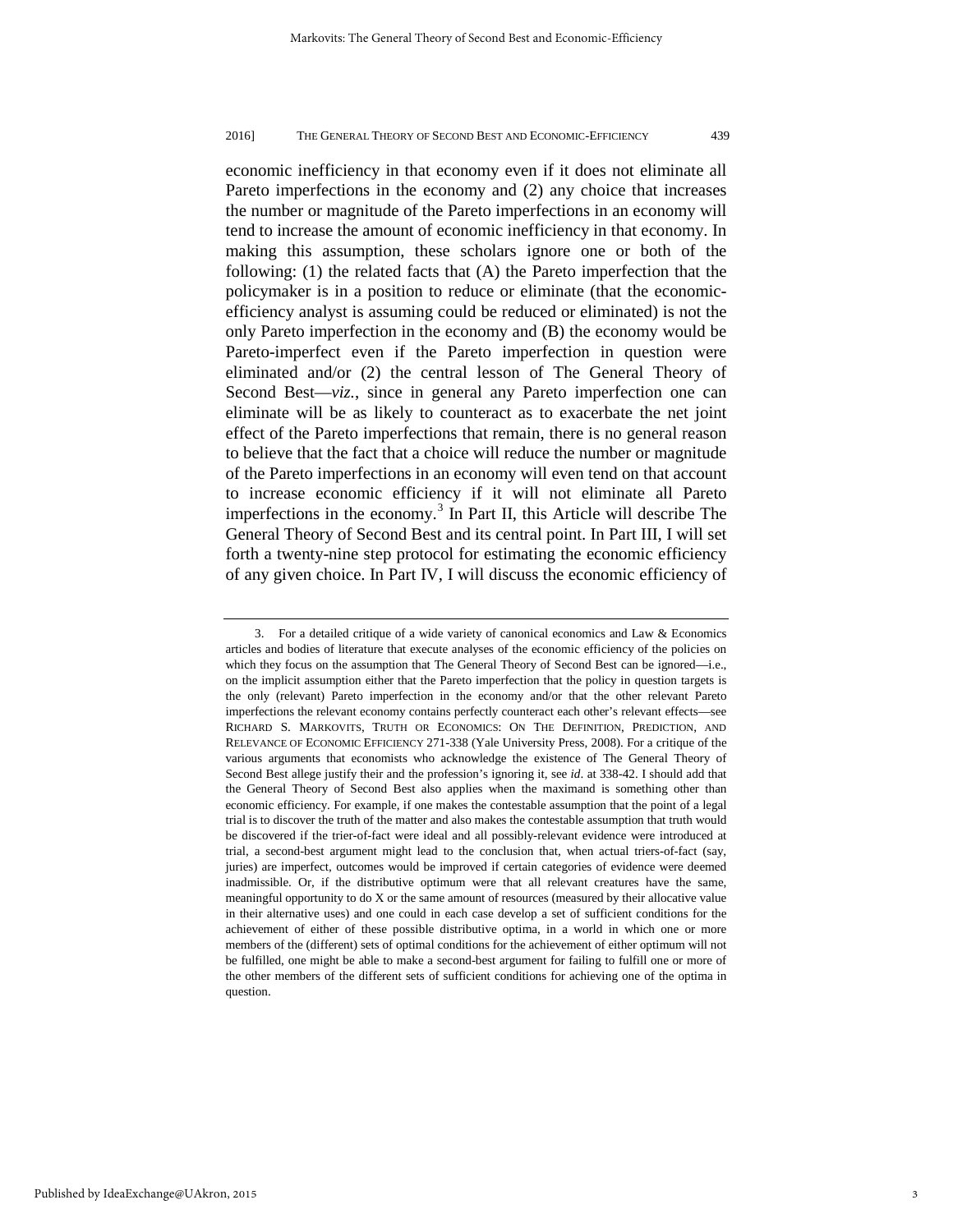economic inefficiency in that economy even if it does not eliminate all Pareto imperfections in the economy and (2) any choice that increases the number or magnitude of the Pareto imperfections in an economy will tend to increase the amount of economic inefficiency in that economy. In making this assumption, these scholars ignore one or both of the following: (1) the related facts that (A) the Pareto imperfection that the policymaker is in a position to reduce or eliminate (that the economic-efficiency analyst is assuming could be reduced or eliminated) is not the only Pareto imperfection in the economy and (B) the economy would be Pareto-imperfect even if the Pareto imperfection in question were eliminated and/or (2) the central lesson of The General Theory of Second Best—*viz.*, since in general any Pareto imperfection one can eliminate will be as likely to counteract as to exacerbate the net joint effect of the Pareto imperfections that remain, there is no general reason to believe that the fact that a choice will reduce the number or magnitude of the Pareto imperfections in an economy will even tend on that account to increase economic efficiency if it will not eliminate all Pareto imperfections in the economy.[3] In Part II, this Article will describe The General Theory of Second Best and its central point. In Part III, I will set forth a twenty-nine step protocol for estimating the economic efficiency of any given choice. In Part IV, I will discuss the economic efficiency of

---

3. For a detailed critique of a wide variety of canonical economics and Law & Economics articles and bodies of literature that execute analyses of the economic efficiency of the policies on which they focus on the assumption that The General Theory of Second Best can be ignored—i.e., on the implicit assumption either that the Pareto imperfection that the policy in question targets is the only (relevant) Pareto imperfection in the economy and/or that the other relevant Pareto imperfections the relevant economy contains perfectly counteract each other's relevant effects—see RICHARD S. MARKOVITS, TRUTH OR ECONOMICS: ON THE DEFINITION, PREDICTION, AND RELEVANCE OF ECONOMIC EFFICIENCY 271-338 (Yale University Press, 2008). For a critique of the various arguments that economists who acknowledge the existence of The General Theory of Second Best allege justify their and the profession's ignoring it, see *id*. at 338-42. I should add that the General Theory of Second Best also applies when the maximand is something other than economic efficiency. For example, if one makes the contestable assumption that the point of a legal trial is to discover the truth of the matter and also makes the contestable assumption that truth would be discovered if the trier-of-fact were ideal and all possibly-relevant evidence were introduced at trial, a second-best argument might lead to the conclusion that, when actual triers-of-fact (say, juries) are imperfect, outcomes would be improved if certain categories of evidence were deemed inadmissible. Or, if the distributive optimum were that all relevant creatures have the same, meaningful opportunity to do X or the same amount of resources (measured by their allocative value in their alternative uses) and one could in each case develop a set of sufficient conditions for the achievement of either of these possible distributive optima, in a world in which one or more members of the (different) sets of optimal conditions for the achievement of either optimum will not be fulfilled, one might be able to make a second-best argument for failing to fulfill one or more of the other members of the different sets of sufficient conditions for achieving one of the optima in question.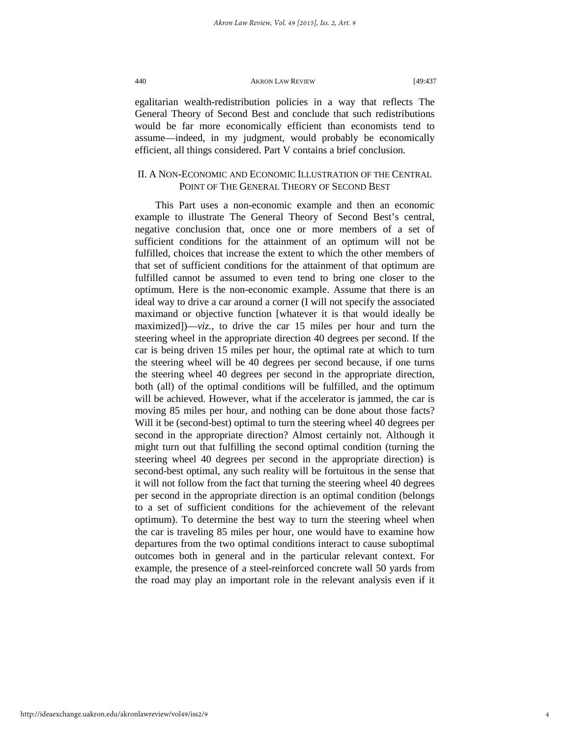egalitarian wealth-redistribution policies in a way that reflects The General Theory of Second Best and conclude that such redistributions would be far more economically efficient than economists tend to assume—indeed, in my judgment, would probably be economically efficient, all things considered. Part V contains a brief conclusion.

## II. A Non-Economic and Economic Illustration of the Central Point of The General Theory of Second Best

This Part uses a non-economic example and then an economic example to illustrate The General Theory of Second Best's central, negative conclusion that, once one or more members of a set of sufficient conditions for the attainment of an optimum will not be fulfilled, choices that increase the extent to which the other members of that set of sufficient conditions for the attainment of that optimum are fulfilled cannot be assumed to even tend to bring one closer to the optimum. Here is the non-economic example. Assume that there is an ideal way to drive a car around a corner (I will not specify the associated maximand or objective function [whatever it is that would ideally be maximized])—*viz.*, to drive the car 15 miles per hour and turn the steering wheel in the appropriate direction 40 degrees per second. If the car is being driven 15 miles per hour, the optimal rate at which to turn the steering wheel will be 40 degrees per second because, if one turns the steering wheel 40 degrees per second in the appropriate direction, both (all) of the optimal conditions will be fulfilled, and the optimum will be achieved. However, what if the accelerator is jammed, the car is moving 85 miles per hour, and nothing can be done about those facts? Will it be (second-best) optimal to turn the steering wheel 40 degrees per second in the appropriate direction? Almost certainly not. Although it might turn out that fulfilling the second optimal condition (turning the steering wheel 40 degrees per second in the appropriate direction) is second-best optimal, any such reality will be fortuitous in the sense that it will not follow from the fact that turning the steering wheel 40 degrees per second in the appropriate direction is an optimal condition (belongs to a set of sufficient conditions for the achievement of the relevant optimum). To determine the best way to turn the steering wheel when the car is traveling 85 miles per hour, one would have to examine how departures from the two optimal conditions interact to cause suboptimal outcomes both in general and in the particular relevant context. For example, the presence of a steel-reinforced concrete wall 50 yards from the road may play an important role in the relevant analysis even if it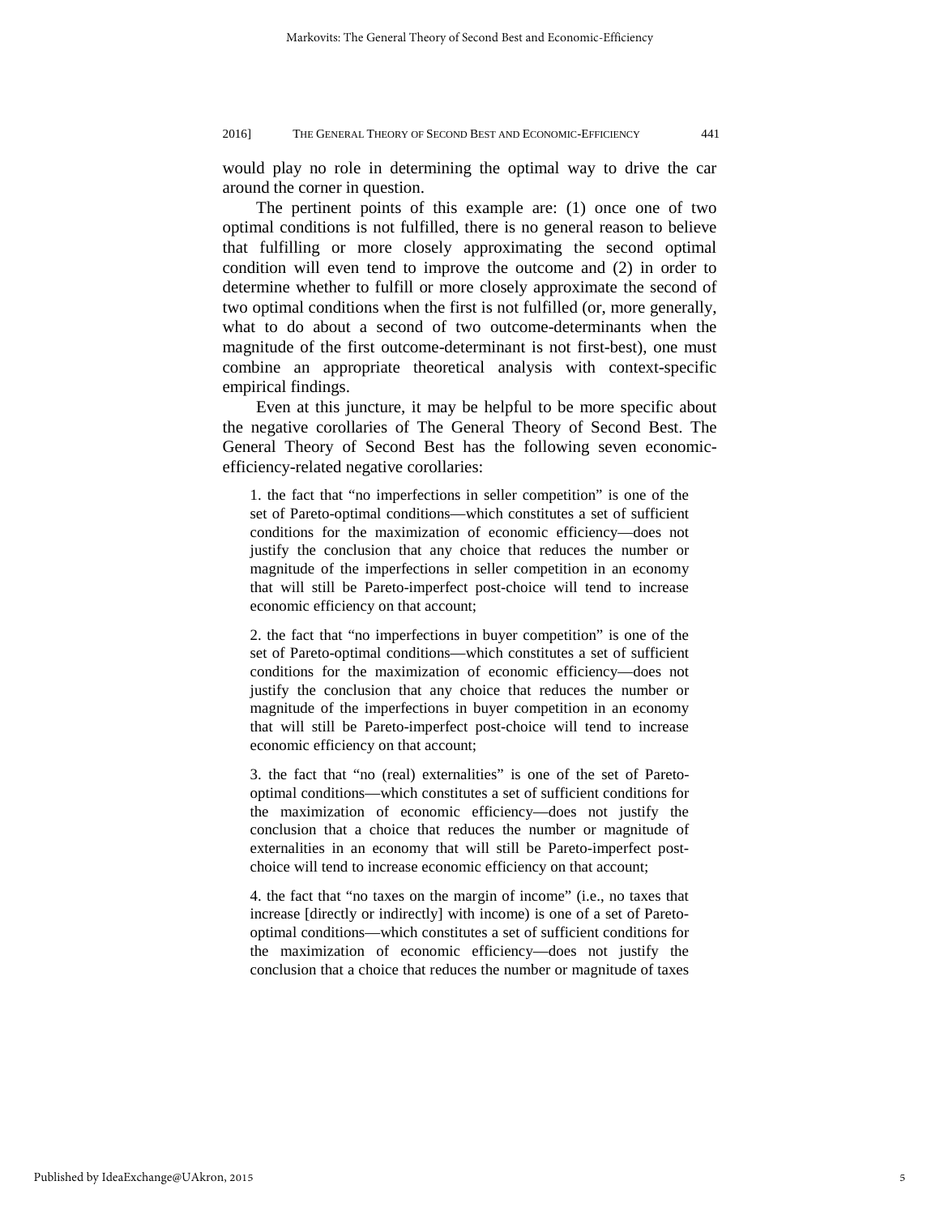would play no role in determining the optimal way to drive the car around the corner in question.

The pertinent points of this example are: (1) once one of two optimal conditions is not fulfilled, there is no general reason to believe that fulfilling or more closely approximating the second optimal condition will even tend to improve the outcome and (2) in order to determine whether to fulfill or more closely approximate the second of two optimal conditions when the first is not fulfilled (or, more generally, what to do about a second of two outcome-determinants when the magnitude of the first outcome-determinant is not first-best), one must combine an appropriate theoretical analysis with context-specific empirical findings.

Even at this juncture, it may be helpful to be more specific about the negative corollaries of The General Theory of Second Best. The General Theory of Second Best has the following seven economic-efficiency-related negative corollaries:

> 1. the fact that "no imperfections in seller competition" is one of the set of Pareto-optimal conditions—which constitutes a set of sufficient conditions for the maximization of economic efficiency—does not justify the conclusion that any choice that reduces the number or magnitude of the imperfections in seller competition in an economy that will still be Pareto-imperfect post-choice will tend to increase economic efficiency on that account;
>
> 2. the fact that "no imperfections in buyer competition" is one of the set of Pareto-optimal conditions—which constitutes a set of sufficient conditions for the maximization of economic efficiency—does not justify the conclusion that any choice that reduces the number or magnitude of the imperfections in buyer competition in an economy that will still be Pareto-imperfect post-choice will tend to increase economic efficiency on that account;
>
> 3. the fact that "no (real) externalities" is one of the set of Pareto-optimal conditions—which constitutes a set of sufficient conditions for the maximization of economic efficiency—does not justify the conclusion that a choice that reduces the number or magnitude of externalities in an economy that will still be Pareto-imperfect post-choice will tend to increase economic efficiency on that account;
>
> 4. the fact that "no taxes on the margin of income" (i.e., no taxes that increase [directly or indirectly] with income) is one of a set of Pareto-optimal conditions—which constitutes a set of sufficient conditions for the maximization of economic efficiency—does not justify the conclusion that a choice that reduces the number or magnitude of taxes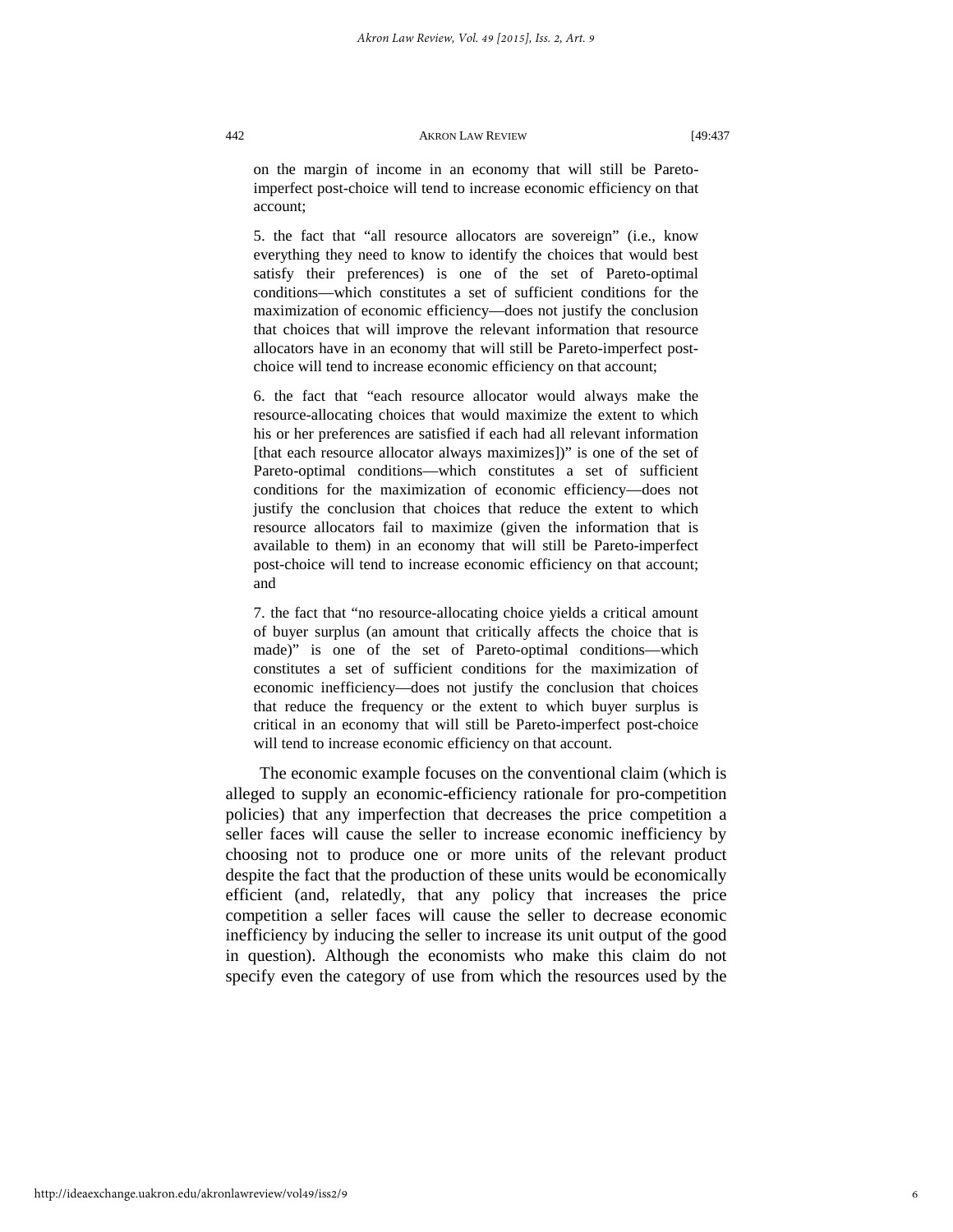on the margin of income in an economy that will still be Pareto-imperfect post-choice will tend to increase economic efficiency on that account;

5. the fact that "all resource allocators are sovereign" (i.e., know everything they need to know to identify the choices that would best satisfy their preferences) is one of the set of Pareto-optimal conditions—which constitutes a set of sufficient conditions for the maximization of economic efficiency—does not justify the conclusion that choices that will improve the relevant information that resource allocators have in an economy that will still be Pareto-imperfect post-choice will tend to increase economic efficiency on that account;

6. the fact that "each resource allocator would always make the resource-allocating choices that would maximize the extent to which his or her preferences are satisfied if each had all relevant information [that each resource allocator always maximizes])" is one of the set of Pareto-optimal conditions—which constitutes a set of sufficient conditions for the maximization of economic efficiency—does not justify the conclusion that choices that reduce the extent to which resource allocators fail to maximize (given the information that is available to them) in an economy that will still be Pareto-imperfect post-choice will tend to increase economic efficiency on that account; and

7. the fact that "no resource-allocating choice yields a critical amount of buyer surplus (an amount that critically affects the choice that is made)" is one of the set of Pareto-optimal conditions—which constitutes a set of sufficient conditions for the maximization of economic inefficiency—does not justify the conclusion that choices that reduce the frequency or the extent to which buyer surplus is critical in an economy that will still be Pareto-imperfect post-choice will tend to increase economic efficiency on that account.

The economic example focuses on the conventional claim (which is alleged to supply an economic-efficiency rationale for pro-competition policies) that any imperfection that decreases the price competition a seller faces will cause the seller to increase economic inefficiency by choosing not to produce one or more units of the relevant product despite the fact that the production of these units would be economically efficient (and, relatedly, that any policy that increases the price competition a seller faces will cause the seller to decrease economic inefficiency by inducing the seller to increase its unit output of the good in question). Although the economists who make this claim do not specify even the category of use from which the resources used by the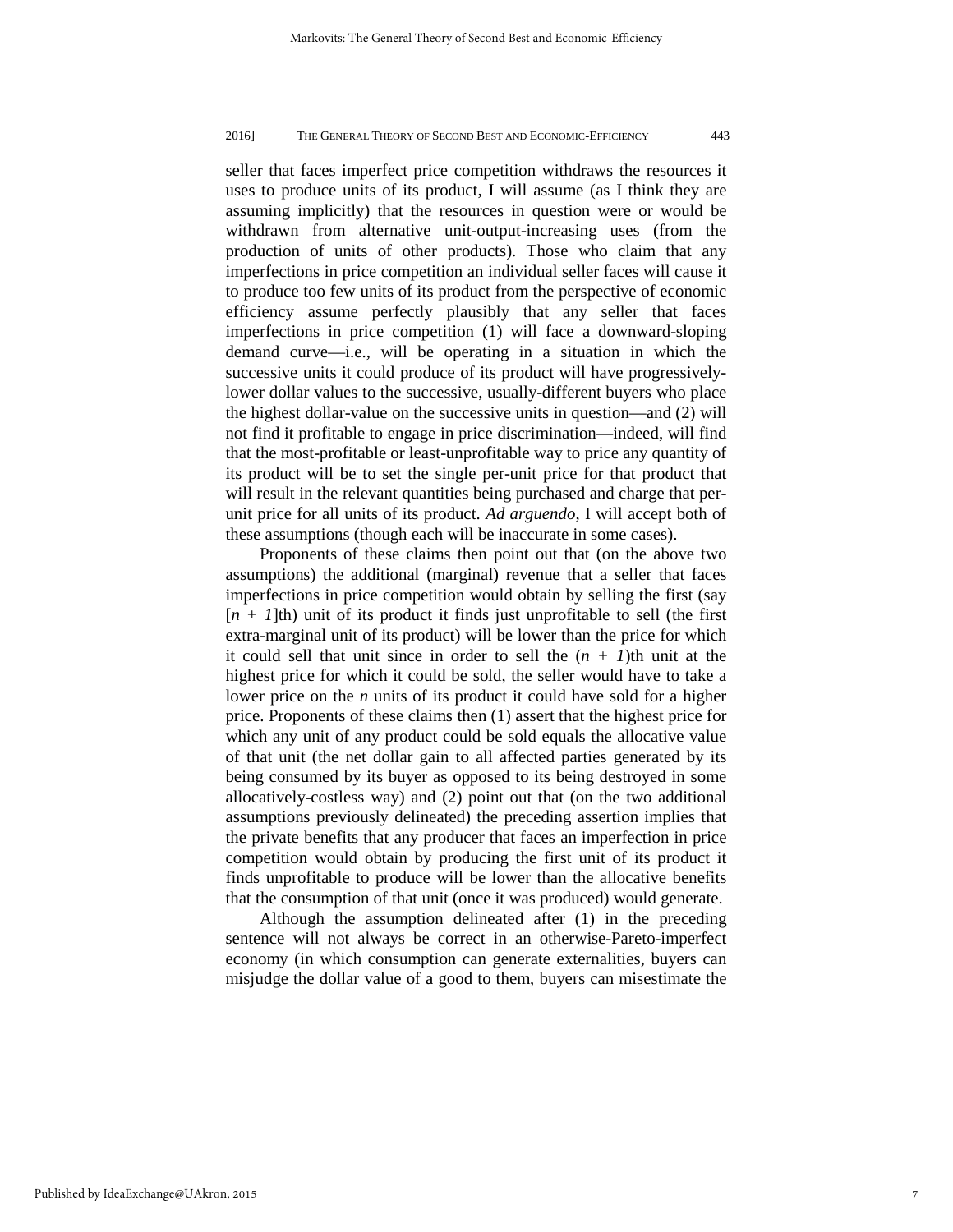seller that faces imperfect price competition withdraws the resources it uses to produce units of its product, I will assume (as I think they are assuming implicitly) that the resources in question were or would be withdrawn from alternative unit-output-increasing uses (from the production of units of other products). Those who claim that any imperfections in price competition an individual seller faces will cause it to produce too few units of its product from the perspective of economic efficiency assume perfectly plausibly that any seller that faces imperfections in price competition (1) will face a downward-sloping demand curve—i.e., will be operating in a situation in which the successive units it could produce of its product will have progressively-lower dollar values to the successive, usually-different buyers who place the highest dollar-value on the successive units in question—and (2) will not find it profitable to engage in price discrimination—indeed, will find that the most-profitable or least-unprofitable way to price any quantity of its product will be to set the single per-unit price for that product that will result in the relevant quantities being purchased and charge that per-unit price for all units of its product. *Ad arguendo*, I will accept both of these assumptions (though each will be inaccurate in some cases).

Proponents of these claims then point out that (on the above two assumptions) the additional (marginal) revenue that a seller that faces imperfections in price competition would obtain by selling the first (say [$n + 1$]th) unit of its product it finds just unprofitable to sell (the first extra-marginal unit of its product) will be lower than the price for which it could sell that unit since in order to sell the ($n + 1$)th unit at the highest price for which it could be sold, the seller would have to take a lower price on the $n$ units of its product it could have sold for a higher price. Proponents of these claims then (1) assert that the highest price for which any unit of any product could be sold equals the allocative value of that unit (the net dollar gain to all affected parties generated by its being consumed by its buyer as opposed to its being destroyed in some allocatively-costless way) and (2) point out that (on the two additional assumptions previously delineated) the preceding assertion implies that the private benefits that any producer that faces an imperfection in price competition would obtain by producing the first unit of its product it finds unprofitable to produce will be lower than the allocative benefits that the consumption of that unit (once it was produced) would generate.

Although the assumption delineated after (1) in the preceding sentence will not always be correct in an otherwise-Pareto-imperfect economy (in which consumption can generate externalities, buyers can misjudge the dollar value of a good to them, buyers can misestimate the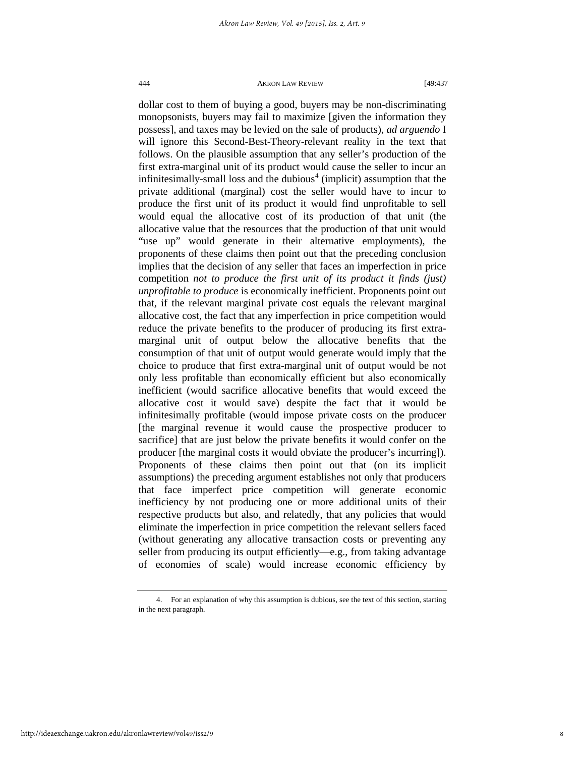dollar cost to them of buying a good, buyers may be non-discriminating monopsonists, buyers may fail to maximize [given the information they possess], and taxes may be levied on the sale of products), *ad arguendo* I will ignore this Second-Best-Theory-relevant reality in the text that follows. On the plausible assumption that any seller's production of the first extra-marginal unit of its product would cause the seller to incur an infinitesimally-small loss and the dubious[4] (implicit) assumption that the private additional (marginal) cost the seller would have to incur to produce the first unit of its product it would find unprofitable to sell would equal the allocative cost of its production of that unit (the allocative value that the resources that the production of that unit would "use up" would generate in their alternative employments), the proponents of these claims then point out that the preceding conclusion implies that the decision of any seller that faces an imperfection in price competition *not to produce the first unit of its product it finds (just) unprofitable to produce* is economically inefficient. Proponents point out that, if the relevant marginal private cost equals the relevant marginal allocative cost, the fact that any imperfection in price competition would reduce the private benefits to the producer of producing its first extra-marginal unit of output below the allocative benefits that the consumption of that unit of output would generate would imply that the choice to produce that first extra-marginal unit of output would be not only less profitable than economically efficient but also economically inefficient (would sacrifice allocative benefits that would exceed the allocative cost it would save) despite the fact that it would be infinitesimally profitable (would impose private costs on the producer [the marginal revenue it would cause the prospective producer to sacrifice] that are just below the private benefits it would confer on the producer [the marginal costs it would obviate the producer's incurring]). Proponents of these claims then point out that (on its implicit assumptions) the preceding argument establishes not only that producers that face imperfect price competition will generate economic inefficiency by not producing one or more additional units of their respective products but also, and relatedly, that any policies that would eliminate the imperfection in price competition the relevant sellers faced (without generating any allocative transaction costs or preventing any seller from producing its output efficiently—e.g., from taking advantage of economies of scale) would increase economic efficiency by

---

4. For an explanation of why this assumption is dubious, see the text of this section, starting in the next paragraph.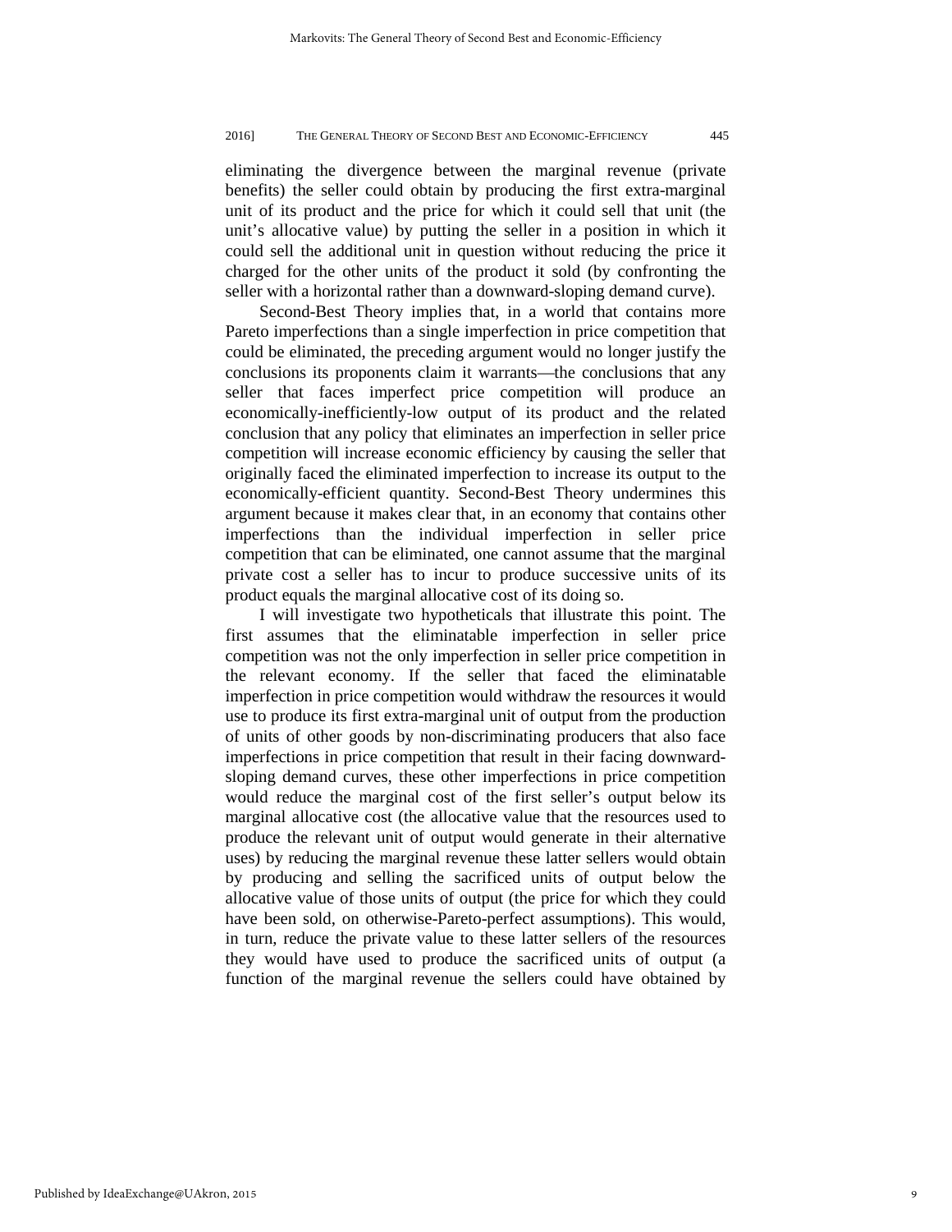eliminating the divergence between the marginal revenue (private benefits) the seller could obtain by producing the first extra-marginal unit of its product and the price for which it could sell that unit (the unit's allocative value) by putting the seller in a position in which it could sell the additional unit in question without reducing the price it charged for the other units of the product it sold (by confronting the seller with a horizontal rather than a downward-sloping demand curve).

Second-Best Theory implies that, in a world that contains more Pareto imperfections than a single imperfection in price competition that could be eliminated, the preceding argument would no longer justify the conclusions its proponents claim it warrants—the conclusions that any seller that faces imperfect price competition will produce an economically-inefficiently-low output of its product and the related conclusion that any policy that eliminates an imperfection in seller price competition will increase economic efficiency by causing the seller that originally faced the eliminated imperfection to increase its output to the economically-efficient quantity. Second-Best Theory undermines this argument because it makes clear that, in an economy that contains other imperfections than the individual imperfection in seller price competition that can be eliminated, one cannot assume that the marginal private cost a seller has to incur to produce successive units of its product equals the marginal allocative cost of its doing so.

I will investigate two hypotheticals that illustrate this point. The first assumes that the eliminatable imperfection in seller price competition was not the only imperfection in seller price competition in the relevant economy. If the seller that faced the eliminatable imperfection in price competition would withdraw the resources it would use to produce its first extra-marginal unit of output from the production of units of other goods by non-discriminating producers that also face imperfections in price competition that result in their facing downward-sloping demand curves, these other imperfections in price competition would reduce the marginal cost of the first seller's output below its marginal allocative cost (the allocative value that the resources used to produce the relevant unit of output would generate in their alternative uses) by reducing the marginal revenue these latter sellers would obtain by producing and selling the sacrificed units of output below the allocative value of those units of output (the price for which they could have been sold, on otherwise-Pareto-perfect assumptions). This would, in turn, reduce the private value to these latter sellers of the resources they would have used to produce the sacrificed units of output (a function of the marginal revenue the sellers could have obtained by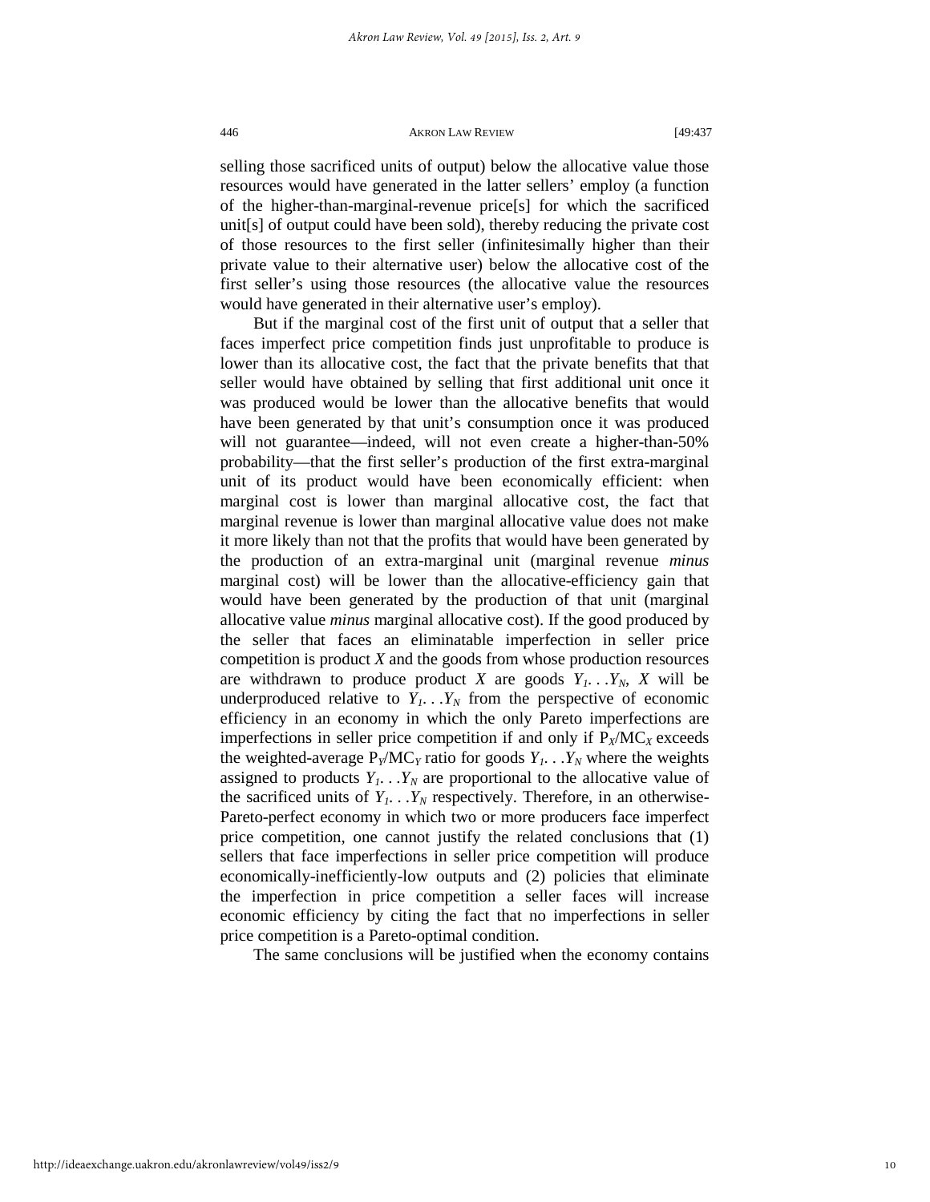selling those sacrificed units of output) below the allocative value those resources would have generated in the latter sellers' employ (a function of the higher-than-marginal-revenue price[s] for which the sacrificed unit[s] of output could have been sold), thereby reducing the private cost of those resources to the first seller (infinitesimally higher than their private value to their alternative user) below the allocative cost of the first seller's using those resources (the allocative value the resources would have generated in their alternative user's employ).

But if the marginal cost of the first unit of output that a seller that faces imperfect price competition finds just unprofitable to produce is lower than its allocative cost, the fact that the private benefits that that seller would have obtained by selling that first additional unit once it was produced would be lower than the allocative benefits that would have been generated by that unit's consumption once it was produced will not guarantee—indeed, will not even create a higher-than-50% probability—that the first seller's production of the first extra-marginal unit of its product would have been economically efficient: when marginal cost is lower than marginal allocative cost, the fact that marginal revenue is lower than marginal allocative value does not make it more likely than not that the profits that would have been generated by the production of an extra-marginal unit (marginal revenue *minus* marginal cost) will be lower than the allocative-efficiency gain that would have been generated by the production of that unit (marginal allocative value *minus* marginal allocative cost). If the good produced by the seller that faces an eliminatable imperfection in seller price competition is product *X* and the goods from whose production resources are withdrawn to produce product *X* are goods $Y_1 \ldots Y_N$, *X* will be underproduced relative to $Y_1 \ldots Y_N$ from the perspective of economic efficiency in an economy in which the only Pareto imperfections are imperfections in seller price competition if and only if $P_X/MC_X$ exceeds the weighted-average $P_Y/MC_Y$ ratio for goods $Y_1 \ldots Y_N$ where the weights assigned to products $Y_1 \ldots Y_N$ are proportional to the allocative value of the sacrificed units of $Y_1 \ldots Y_N$ respectively. Therefore, in an otherwise-Pareto-perfect economy in which two or more producers face imperfect price competition, one cannot justify the related conclusions that (1) sellers that face imperfections in seller price competition will produce economically-inefficiently-low outputs and (2) policies that eliminate the imperfection in price competition a seller faces will increase economic efficiency by citing the fact that no imperfections in seller price competition is a Pareto-optimal condition.

The same conclusions will be justified when the economy contains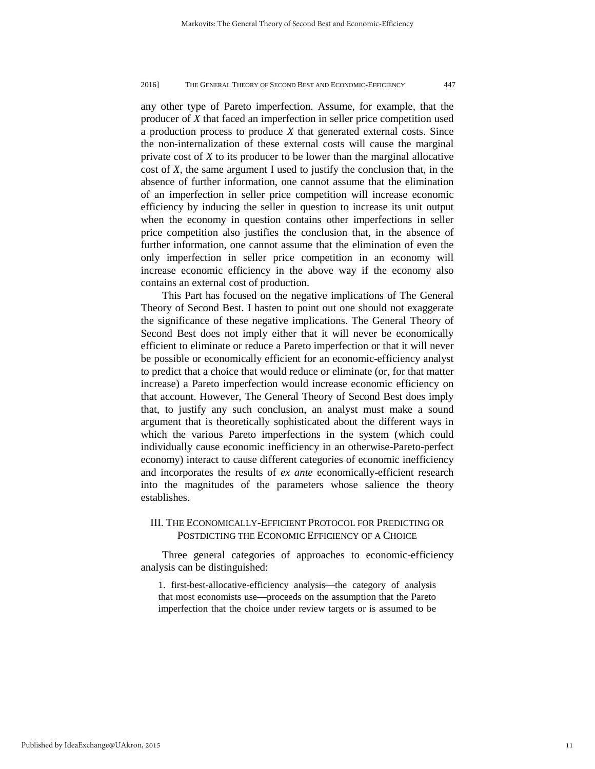any other type of Pareto imperfection. Assume, for example, that the producer of *X* that faced an imperfection in seller price competition used a production process to produce *X* that generated external costs. Since the non-internalization of these external costs will cause the marginal private cost of *X* to its producer to be lower than the marginal allocative cost of *X*, the same argument I used to justify the conclusion that, in the absence of further information, one cannot assume that the elimination of an imperfection in seller price competition will increase economic efficiency by inducing the seller in question to increase its unit output when the economy in question contains other imperfections in seller price competition also justifies the conclusion that, in the absence of further information, one cannot assume that the elimination of even the only imperfection in seller price competition in an economy will increase economic efficiency in the above way if the economy also contains an external cost of production.

This Part has focused on the negative implications of The General Theory of Second Best. I hasten to point out one should not exaggerate the significance of these negative implications. The General Theory of Second Best does not imply either that it will never be economically efficient to eliminate or reduce a Pareto imperfection or that it will never be possible or economically efficient for an economic-efficiency analyst to predict that a choice that would reduce or eliminate (or, for that matter increase) a Pareto imperfection would increase economic efficiency on that account. However, The General Theory of Second Best does imply that, to justify any such conclusion, an analyst must make a sound argument that is theoretically sophisticated about the different ways in which the various Pareto imperfections in the system (which could individually cause economic inefficiency in an otherwise-Pareto-perfect economy) interact to cause different categories of economic inefficiency and incorporates the results of *ex ante* economically-efficient research into the magnitudes of the parameters whose salience the theory establishes.

## III. THE ECONOMICALLY-EFFICIENT PROTOCOL FOR PREDICTING OR POSTDICTING THE ECONOMIC EFFICIENCY OF A CHOICE

Three general categories of approaches to economic-efficiency analysis can be distinguished:

> 1. first-best-allocative-efficiency analysis—the category of analysis that most economists use—proceeds on the assumption that the Pareto imperfection that the choice under review targets or is assumed to be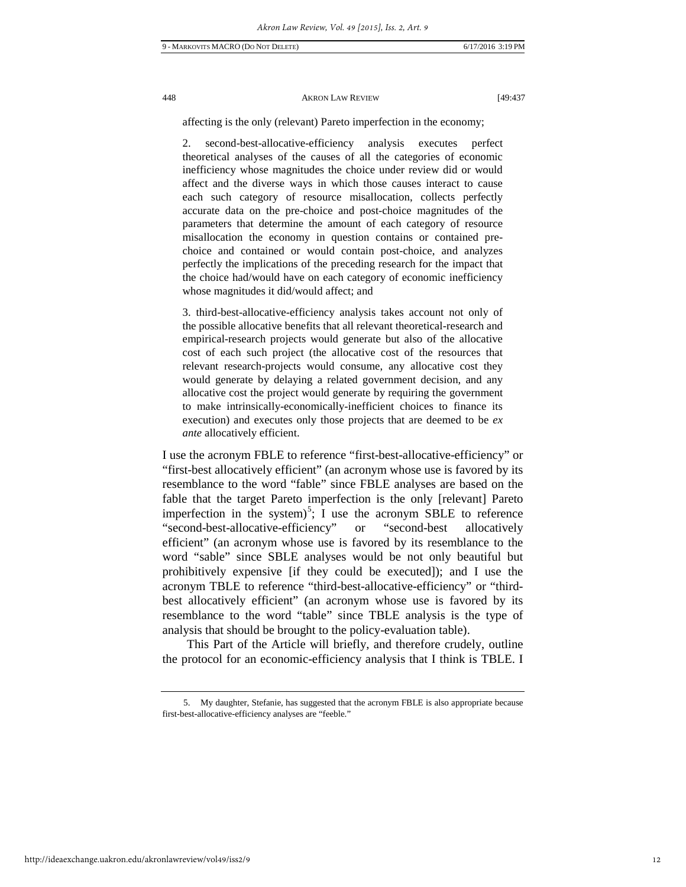affecting is the only (relevant) Pareto imperfection in the economy;

2. second-best-allocative-efficiency analysis executes perfect theoretical analyses of the causes of all the categories of economic inefficiency whose magnitudes the choice under review did or would affect and the diverse ways in which those causes interact to cause each such category of resource misallocation, collects perfectly accurate data on the pre-choice and post-choice magnitudes of the parameters that determine the amount of each category of resource misallocation the economy in question contains or contained pre-choice and contained or would contain post-choice, and analyzes perfectly the implications of the preceding research for the impact that the choice had/would have on each category of economic inefficiency whose magnitudes it did/would affect; and

3. third-best-allocative-efficiency analysis takes account not only of the possible allocative benefits that all relevant theoretical-research and empirical-research projects would generate but also of the allocative cost of each such project (the allocative cost of the resources that relevant research-projects would consume, any allocative cost they would generate by delaying a related government decision, and any allocative cost the project would generate by requiring the government to make intrinsically-economically-inefficient choices to finance its execution) and executes only those projects that are deemed to be *ex ante* allocatively efficient.

I use the acronym FBLE to reference "first-best-allocative-efficiency" or "first-best allocatively efficient" (an acronym whose use is favored by its resemblance to the word "fable" since FBLE analyses are based on the fable that the target Pareto imperfection is the only [relevant] Pareto imperfection in the system)[5]; I use the acronym SBLE to reference "second-best-allocative-efficiency" or "second-best allocatively efficient" (an acronym whose use is favored by its resemblance to the word "sable" since SBLE analyses would be not only beautiful but prohibitively expensive [if they could be executed]); and I use the acronym TBLE to reference "third-best-allocative-efficiency" or "third-best allocatively efficient" (an acronym whose use is favored by its resemblance to the word "table" since TBLE analysis is the type of analysis that should be brought to the policy-evaluation table).

This Part of the Article will briefly, and therefore crudely, outline the protocol for an economic-efficiency analysis that I think is TBLE. I

5. My daughter, Stefanie, has suggested that the acronym FBLE is also appropriate because first-best-allocative-efficiency analyses are "feeble."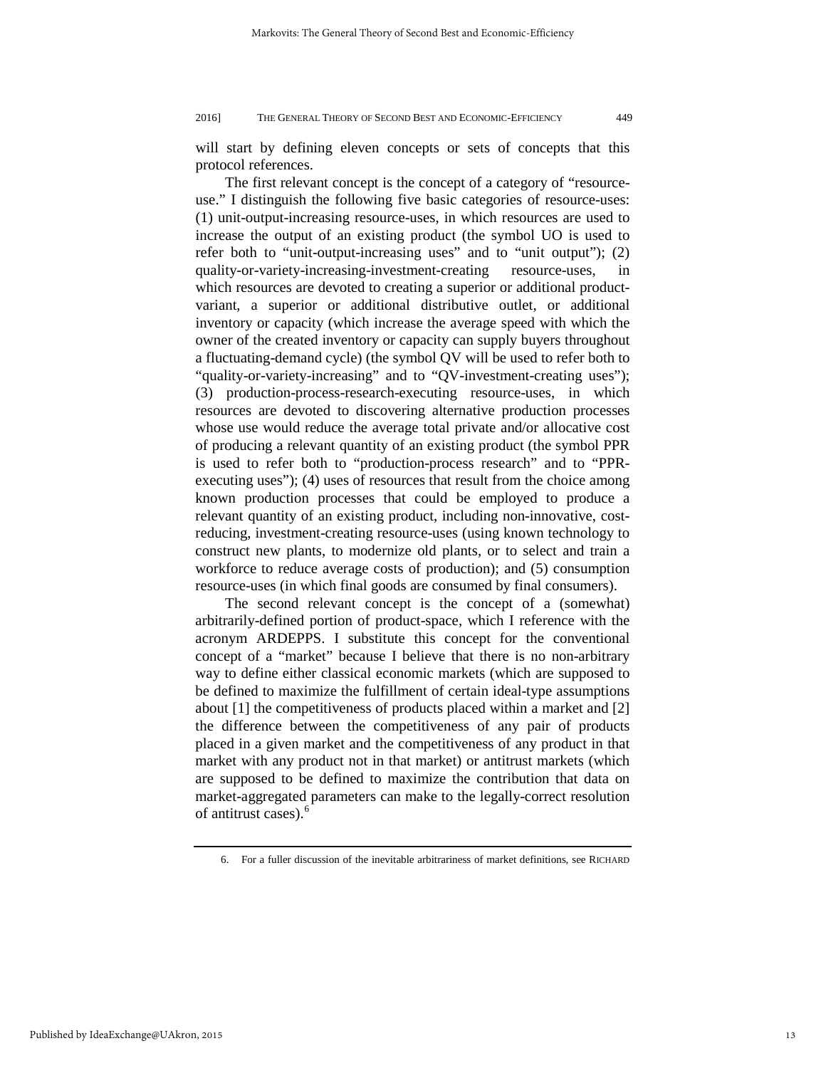will start by defining eleven concepts or sets of concepts that this protocol references.

The first relevant concept is the concept of a category of "resource-use." I distinguish the following five basic categories of resource-uses: (1) unit-output-increasing resource-uses, in which resources are used to increase the output of an existing product (the symbol UO is used to refer both to "unit-output-increasing uses" and to "unit output"); (2) quality-or-variety-increasing-investment-creating resource-uses, in which resources are devoted to creating a superior or additional product-variant, a superior or additional distributive outlet, or additional inventory or capacity (which increase the average speed with which the owner of the created inventory or capacity can supply buyers throughout a fluctuating-demand cycle) (the symbol QV will be used to refer both to "quality-or-variety-increasing" and to "QV-investment-creating uses"); (3) production-process-research-executing resource-uses, in which resources are devoted to discovering alternative production processes whose use would reduce the average total private and/or allocative cost of producing a relevant quantity of an existing product (the symbol PPR is used to refer both to "production-process research" and to "PPR-executing uses"); (4) uses of resources that result from the choice among known production processes that could be employed to produce a relevant quantity of an existing product, including non-innovative, cost-reducing, investment-creating resource-uses (using known technology to construct new plants, to modernize old plants, or to select and train a workforce to reduce average costs of production); and (5) consumption resource-uses (in which final goods are consumed by final consumers).

The second relevant concept is the concept of a (somewhat) arbitrarily-defined portion of product-space, which I reference with the acronym ARDEPPS. I substitute this concept for the conventional concept of a "market" because I believe that there is no non-arbitrary way to define either classical economic markets (which are supposed to be defined to maximize the fulfillment of certain ideal-type assumptions about [1] the competitiveness of products placed within a market and [2] the difference between the competitiveness of any pair of products placed in a given market and the competitiveness of any product in that market with any product not in that market) or antitrust markets (which are supposed to be defined to maximize the contribution that data on market-aggregated parameters can make to the legally-correct resolution of antitrust cases).[6]

6. For a fuller discussion of the inevitable arbitrariness of market definitions, see RICHARD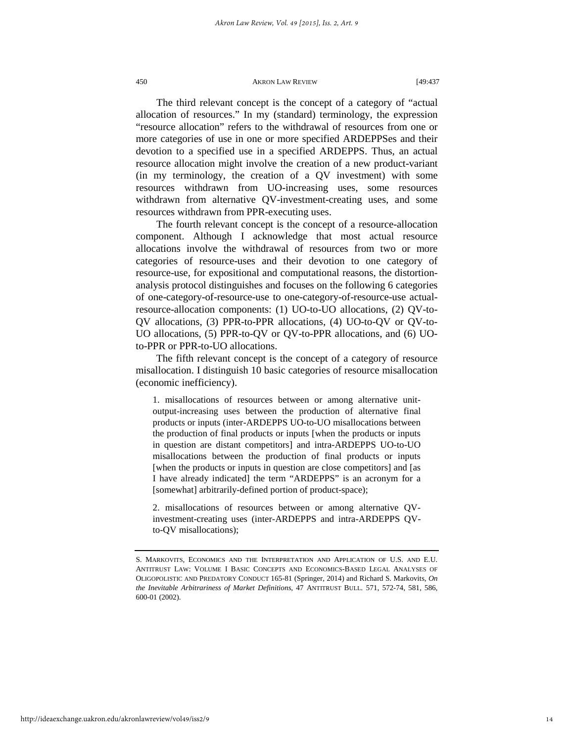The third relevant concept is the concept of a category of "actual allocation of resources." In my (standard) terminology, the expression "resource allocation" refers to the withdrawal of resources from one or more categories of use in one or more specified ARDEPPSes and their devotion to a specified use in a specified ARDEPPS. Thus, an actual resource allocation might involve the creation of a new product-variant (in my terminology, the creation of a QV investment) with some resources withdrawn from UO-increasing uses, some resources withdrawn from alternative QV-investment-creating uses, and some resources withdrawn from PPR-executing uses.

The fourth relevant concept is the concept of a resource-allocation component. Although I acknowledge that most actual resource allocations involve the withdrawal of resources from two or more categories of resource-uses and their devotion to one category of resource-use, for expositional and computational reasons, the distortion-analysis protocol distinguishes and focuses on the following 6 categories of one-category-of-resource-use to one-category-of-resource-use actual-resource-allocation components: (1) UO-to-UO allocations, (2) QV-to-QV allocations, (3) PPR-to-PPR allocations, (4) UO-to-QV or QV-to-UO allocations, (5) PPR-to-QV or QV-to-PPR allocations, and (6) UO-to-PPR or PPR-to-UO allocations.

The fifth relevant concept is the concept of a category of resource misallocation. I distinguish 10 basic categories of resource misallocation (economic inefficiency).

> 1. misallocations of resources between or among alternative unit-output-increasing uses between the production of alternative final products or inputs (inter-ARDEPPS UO-to-UO misallocations between the production of final products or inputs [when the products or inputs in question are distant competitors] and intra-ARDEPPS UO-to-UO misallocations between the production of final products or inputs [when the products or inputs in question are close competitors] and [as I have already indicated] the term "ARDEPPS" is an acronym for a [somewhat] arbitrarily-defined portion of product-space);
>
> 2. misallocations of resources between or among alternative QV-investment-creating uses (inter-ARDEPPS and intra-ARDEPPS QV-to-QV misallocations);

---

S. MARKOVITS, ECONOMICS AND THE INTERPRETATION AND APPLICATION OF U.S. AND E.U. ANTITRUST LAW: VOLUME I BASIC CONCEPTS AND ECONOMICS-BASED LEGAL ANALYSES OF OLIGOPOLISTIC AND PREDATORY CONDUCT 165-81 (Springer, 2014) and Richard S. Markovits, *On the Inevitable Arbitrariness of Market Definitions*, 47 ANTITRUST BULL. 571, 572-74, 581, 586, 600-01 (2002).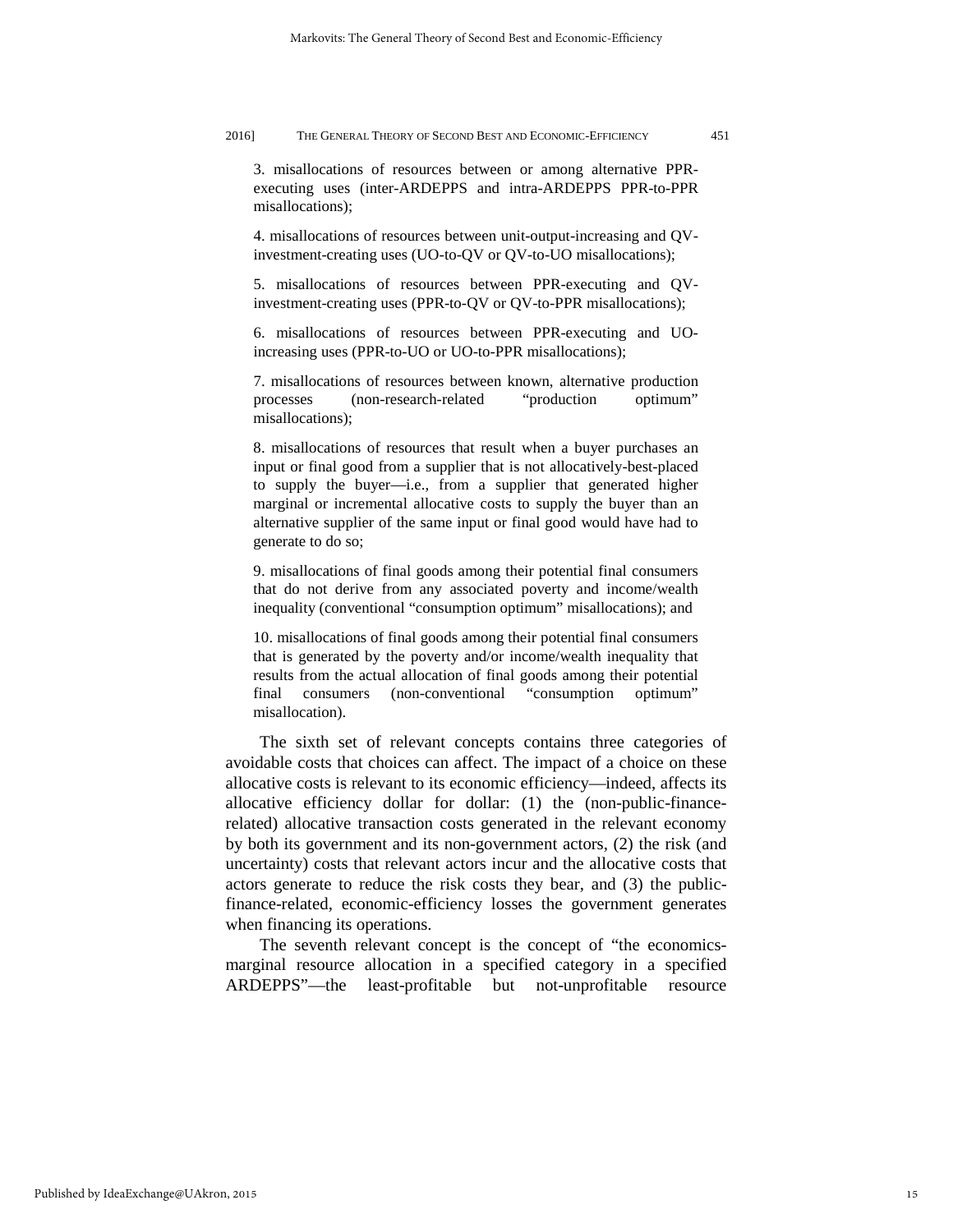3. misallocations of resources between or among alternative PPR-executing uses (inter-ARDEPPS and intra-ARDEPPS PPR-to-PPR misallocations);

4. misallocations of resources between unit-output-increasing and QV-investment-creating uses (UO-to-QV or QV-to-UO misallocations);

5. misallocations of resources between PPR-executing and QV-investment-creating uses (PPR-to-QV or QV-to-PPR misallocations);

6. misallocations of resources between PPR-executing and UO-increasing uses (PPR-to-UO or UO-to-PPR misallocations);

7. misallocations of resources between known, alternative production processes (non-research-related "production optimum" misallocations);

8. misallocations of resources that result when a buyer purchases an input or final good from a supplier that is not allocatively-best-placed to supply the buyer—i.e., from a supplier that generated higher marginal or incremental allocative costs to supply the buyer than an alternative supplier of the same input or final good would have had to generate to do so;

9. misallocations of final goods among their potential final consumers that do not derive from any associated poverty and income/wealth inequality (conventional "consumption optimum" misallocations); and

10. misallocations of final goods among their potential final consumers that is generated by the poverty and/or income/wealth inequality that results from the actual allocation of final goods among their potential final consumers (non-conventional "consumption optimum" misallocation).

The sixth set of relevant concepts contains three categories of avoidable costs that choices can affect. The impact of a choice on these allocative costs is relevant to its economic efficiency—indeed, affects its allocative efficiency dollar for dollar: (1) the (non-public-finance-related) allocative transaction costs generated in the relevant economy by both its government and its non-government actors, (2) the risk (and uncertainty) costs that relevant actors incur and the allocative costs that actors generate to reduce the risk costs they bear, and (3) the public-finance-related, economic-efficiency losses the government generates when financing its operations.

The seventh relevant concept is the concept of "the economics-marginal resource allocation in a specified category in a specified ARDEPPS"—the least-profitable but not-unprofitable resource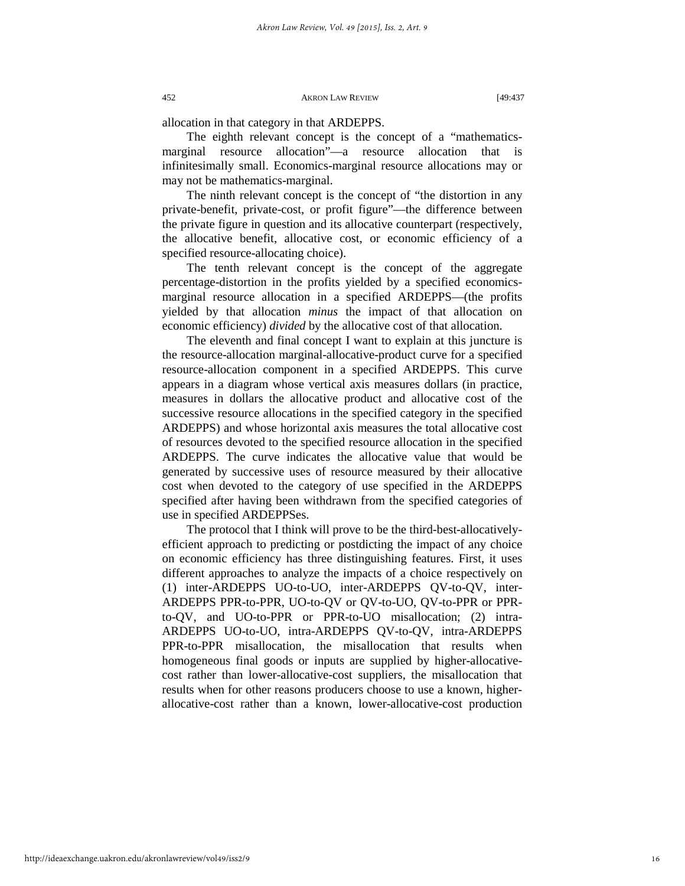allocation in that category in that ARDEPPS.

The eighth relevant concept is the concept of a "mathematics-marginal resource allocation"—a resource allocation that is infinitesimally small. Economics-marginal resource allocations may or may not be mathematics-marginal.

The ninth relevant concept is the concept of "the distortion in any private-benefit, private-cost, or profit figure"—the difference between the private figure in question and its allocative counterpart (respectively, the allocative benefit, allocative cost, or economic efficiency of a specified resource-allocating choice).

The tenth relevant concept is the concept of the aggregate percentage-distortion in the profits yielded by a specified economics-marginal resource allocation in a specified ARDEPPS—(the profits yielded by that allocation *minus* the impact of that allocation on economic efficiency) *divided* by the allocative cost of that allocation.

The eleventh and final concept I want to explain at this juncture is the resource-allocation marginal-allocative-product curve for a specified resource-allocation component in a specified ARDEPPS. This curve appears in a diagram whose vertical axis measures dollars (in practice, measures in dollars the allocative product and allocative cost of the successive resource allocations in the specified category in the specified ARDEPPS) and whose horizontal axis measures the total allocative cost of resources devoted to the specified resource allocation in the specified ARDEPPS. The curve indicates the allocative value that would be generated by successive uses of resource measured by their allocative cost when devoted to the category of use specified in the ARDEPPS specified after having been withdrawn from the specified categories of use in specified ARDEPPSes.

The protocol that I think will prove to be the third-best-allocatively-efficient approach to predicting or postdicting the impact of any choice on economic efficiency has three distinguishing features. First, it uses different approaches to analyze the impacts of a choice respectively on (1) inter-ARDEPPS UO-to-UO, inter-ARDEPPS QV-to-QV, inter-ARDEPPS PPR-to-PPR, UO-to-QV or QV-to-UO, QV-to-PPR or PPR-to-QV, and UO-to-PPR or PPR-to-UO misallocation; (2) intra-ARDEPPS UO-to-UO, intra-ARDEPPS QV-to-QV, intra-ARDEPPS PPR-to-PPR misallocation, the misallocation that results when homogeneous final goods or inputs are supplied by higher-allocative-cost rather than lower-allocative-cost suppliers, the misallocation that results when for other reasons producers choose to use a known, higher-allocative-cost rather than a known, lower-allocative-cost production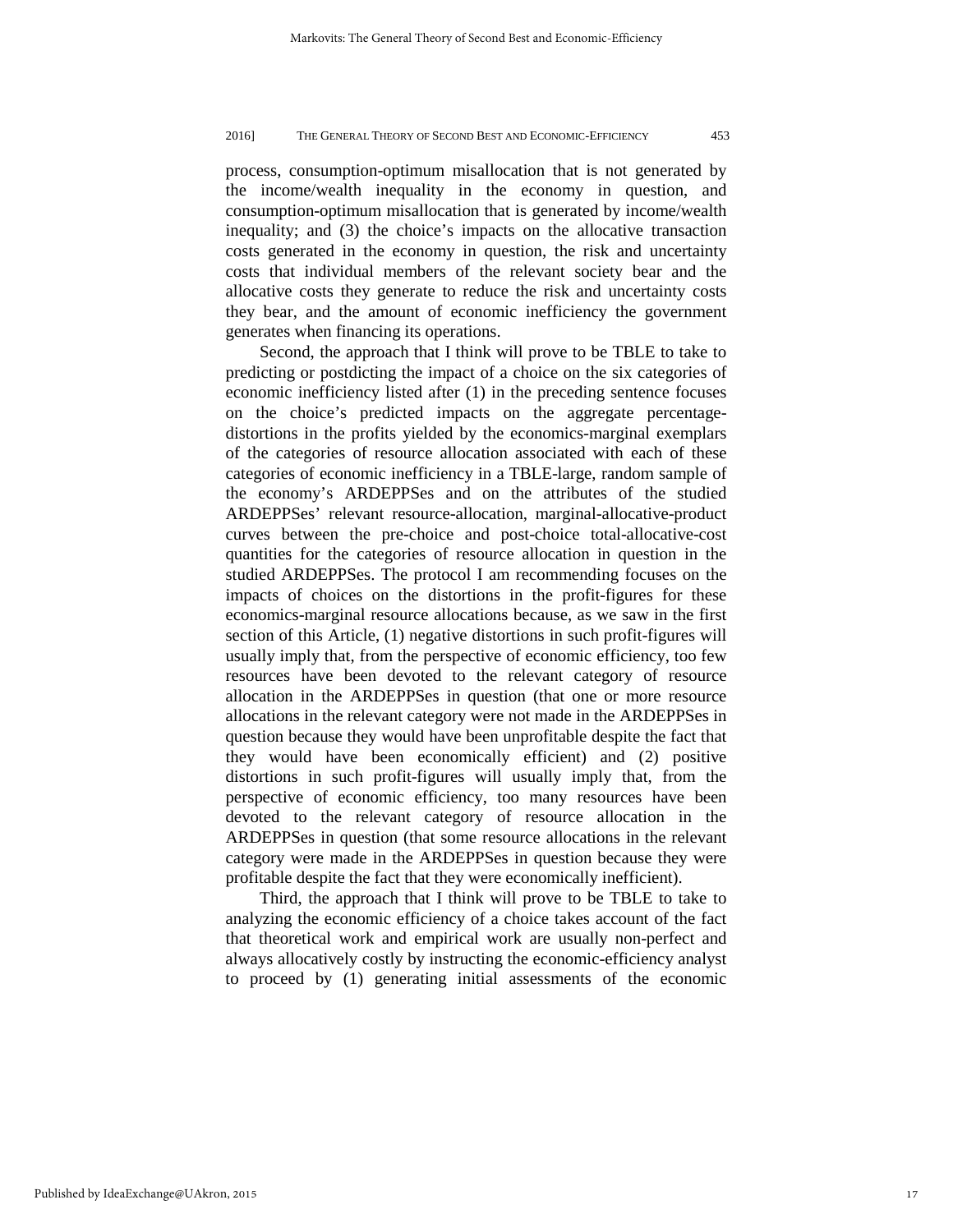process, consumption-optimum misallocation that is not generated by the income/wealth inequality in the economy in question, and consumption-optimum misallocation that is generated by income/wealth inequality; and (3) the choice's impacts on the allocative transaction costs generated in the economy in question, the risk and uncertainty costs that individual members of the relevant society bear and the allocative costs they generate to reduce the risk and uncertainty costs they bear, and the amount of economic inefficiency the government generates when financing its operations.

Second, the approach that I think will prove to be TBLE to take to predicting or postdicting the impact of a choice on the six categories of economic inefficiency listed after (1) in the preceding sentence focuses on the choice's predicted impacts on the aggregate percentage-distortions in the profits yielded by the economics-marginal exemplars of the categories of resource allocation associated with each of these categories of economic inefficiency in a TBLE-large, random sample of the economy's ARDEPPSes and on the attributes of the studied ARDEPPSes' relevant resource-allocation, marginal-allocative-product curves between the pre-choice and post-choice total-allocative-cost quantities for the categories of resource allocation in question in the studied ARDEPPSes. The protocol I am recommending focuses on the impacts of choices on the distortions in the profit-figures for these economics-marginal resource allocations because, as we saw in the first section of this Article, (1) negative distortions in such profit-figures will usually imply that, from the perspective of economic efficiency, too few resources have been devoted to the relevant category of resource allocation in the ARDEPPSes in question (that one or more resource allocations in the relevant category were not made in the ARDEPPSes in question because they would have been unprofitable despite the fact that they would have been economically efficient) and (2) positive distortions in such profit-figures will usually imply that, from the perspective of economic efficiency, too many resources have been devoted to the relevant category of resource allocation in the ARDEPPSes in question (that some resource allocations in the relevant category were made in the ARDEPPSes in question because they were profitable despite the fact that they were economically inefficient).

Third, the approach that I think will prove to be TBLE to take to analyzing the economic efficiency of a choice takes account of the fact that theoretical work and empirical work are usually non-perfect and always allocatively costly by instructing the economic-efficiency analyst to proceed by (1) generating initial assessments of the economic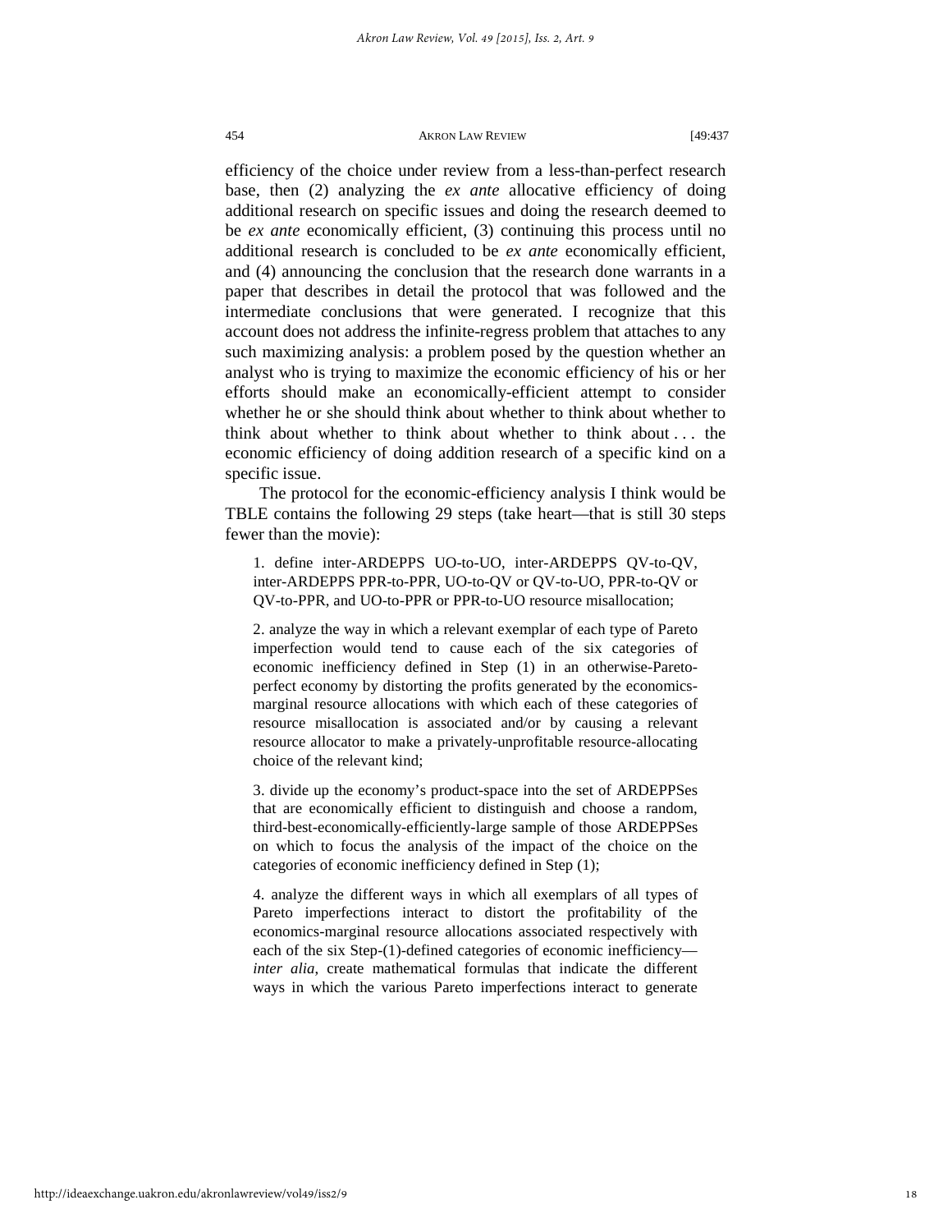efficiency of the choice under review from a less-than-perfect research base, then (2) analyzing the *ex ante* allocative efficiency of doing additional research on specific issues and doing the research deemed to be *ex ante* economically efficient, (3) continuing this process until no additional research is concluded to be *ex ante* economically efficient, and (4) announcing the conclusion that the research done warrants in a paper that describes in detail the protocol that was followed and the intermediate conclusions that were generated. I recognize that this account does not address the infinite-regress problem that attaches to any such maximizing analysis: a problem posed by the question whether an analyst who is trying to maximize the economic efficiency of his or her efforts should make an economically-efficient attempt to consider whether he or she should think about whether to think about whether to think about whether to think about whether to think about . . . the economic efficiency of doing addition research of a specific kind on a specific issue.

The protocol for the economic-efficiency analysis I think would be TBLE contains the following 29 steps (take heart—that is still 30 steps fewer than the movie):

> 1. define inter-ARDEPPS UO-to-UO, inter-ARDEPPS QV-to-QV, inter-ARDEPPS PPR-to-PPR, UO-to-QV or QV-to-UO, PPR-to-QV or QV-to-PPR, and UO-to-PPR or PPR-to-UO resource misallocation;
>
> 2. analyze the way in which a relevant exemplar of each type of Pareto imperfection would tend to cause each of the six categories of economic inefficiency defined in Step (1) in an otherwise-Pareto-perfect economy by distorting the profits generated by the economics-marginal resource allocations with which each of these categories of resource misallocation is associated and/or by causing a relevant resource allocator to make a privately-unprofitable resource-allocating choice of the relevant kind;
>
> 3. divide up the economy's product-space into the set of ARDEPPSes that are economically efficient to distinguish and choose a random, third-best-economically-efficiently-large sample of those ARDEPPSes on which to focus the analysis of the impact of the choice on the categories of economic inefficiency defined in Step (1);
>
> 4. analyze the different ways in which all exemplars of all types of Pareto imperfections interact to distort the profitability of the economics-marginal resource allocations associated respectively with each of the six Step-(1)-defined categories of economic inefficiency—*inter alia*, create mathematical formulas that indicate the different ways in which the various Pareto imperfections interact to generate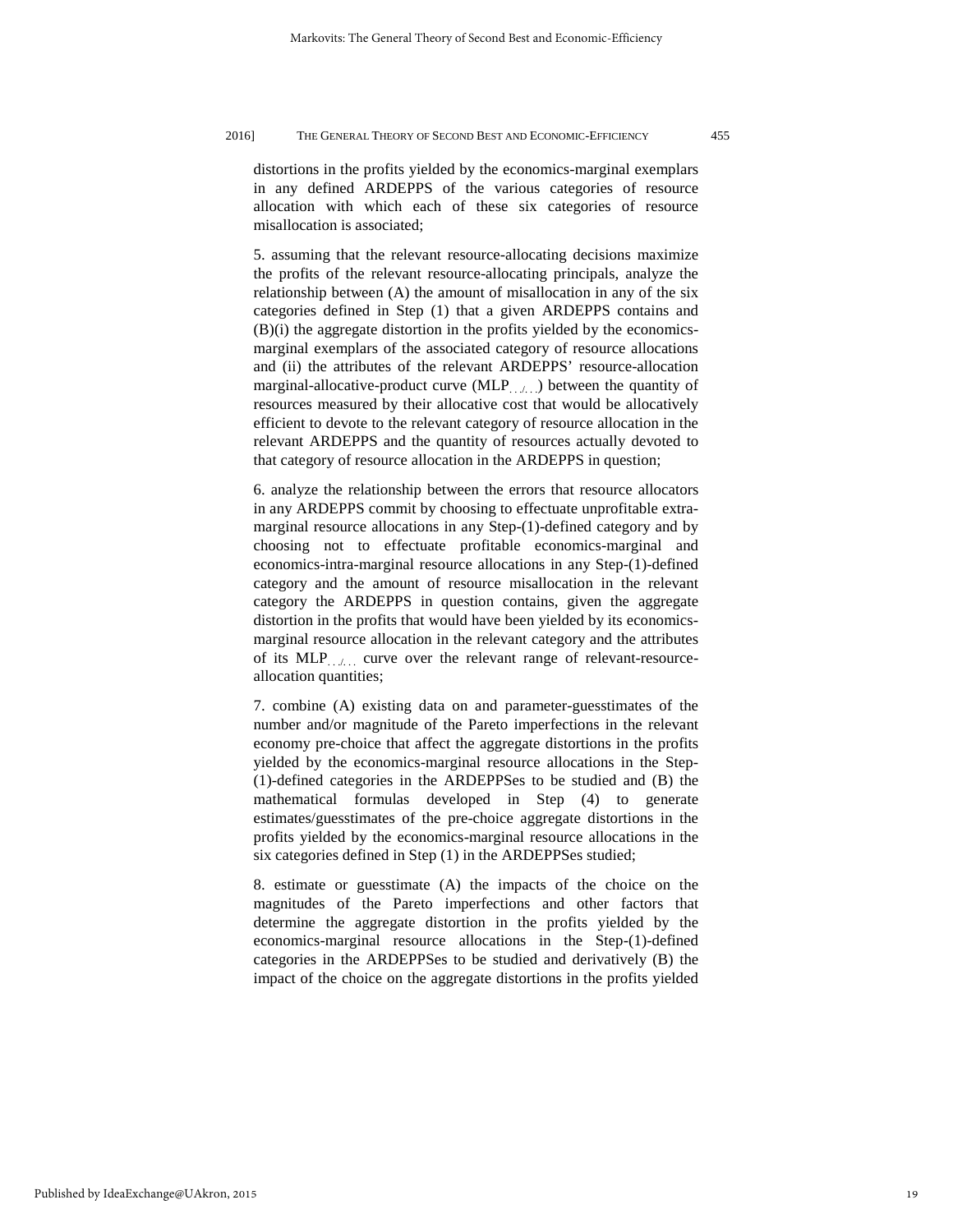distortions in the profits yielded by the economics-marginal exemplars in any defined ARDEPPS of the various categories of resource allocation with which each of these six categories of resource misallocation is associated;

5. assuming that the relevant resource-allocating decisions maximize the profits of the relevant resource-allocating principals, analyze the relationship between (A) the amount of misallocation in any of the six categories defined in Step (1) that a given ARDEPPS contains and (B)(i) the aggregate distortion in the profits yielded by the economics-marginal exemplars of the associated category of resource allocations and (ii) the attributes of the relevant ARDEPPS' resource-allocation marginal-allocative-product curve ($MLP_{\ldots/\ldots}$) between the quantity of resources measured by their allocative cost that would be allocatively efficient to devote to the relevant category of resource allocation in the relevant ARDEPPS and the quantity of resources actually devoted to that category of resource allocation in the ARDEPPS in question;

6. analyze the relationship between the errors that resource allocators in any ARDEPPS commit by choosing to effectuate unprofitable extra-marginal resource allocations in any Step-(1)-defined category and by choosing not to effectuate profitable economics-marginal and economics-intra-marginal resource allocations in any Step-(1)-defined category and the amount of resource misallocation in the relevant category the ARDEPPS in question contains, given the aggregate distortion in the profits that would have been yielded by its economics-marginal resource allocation in the relevant category and the attributes of its $MLP_{\ldots/\ldots}$ curve over the relevant range of relevant-resource-allocation quantities;

7. combine (A) existing data on and parameter-guesstimates of the number and/or magnitude of the Pareto imperfections in the relevant economy pre-choice that affect the aggregate distortions in the profits yielded by the economics-marginal resource allocations in the Step-(1)-defined categories in the ARDEPPSes to be studied and (B) the mathematical formulas developed in Step (4) to generate estimates/guesstimates of the pre-choice aggregate distortions in the profits yielded by the economics-marginal resource allocations in the six categories defined in Step (1) in the ARDEPPSes studied;

8. estimate or guesstimate (A) the impacts of the choice on the magnitudes of the Pareto imperfections and other factors that determine the aggregate distortion in the profits yielded by the economics-marginal resource allocations in the Step-(1)-defined categories in the ARDEPPSes to be studied and derivatively (B) the impact of the choice on the aggregate distortions in the profits yielded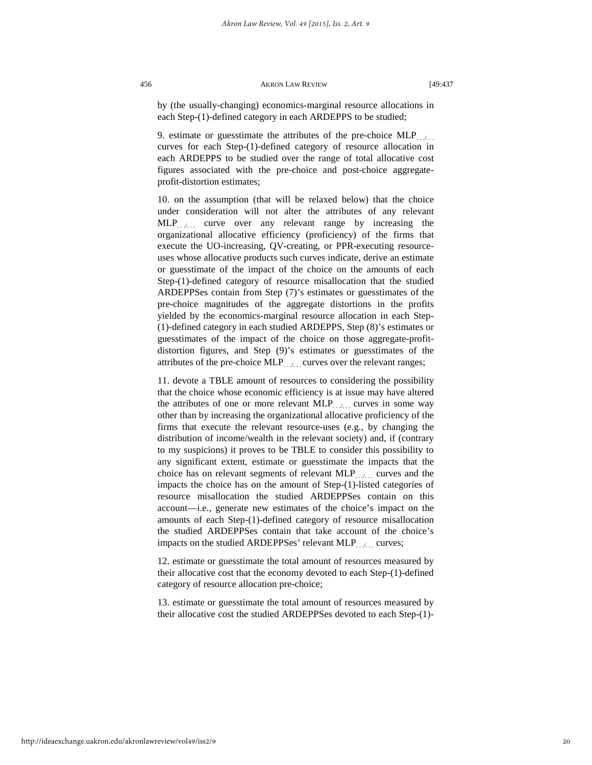by (the usually-changing) economics-marginal resource allocations in each Step-(1)-defined category in each ARDEPPS to be studied;

9. estimate or guesstimate the attributes of the pre-choice $MLP_{.../...}$ curves for each Step-(1)-defined category of resource allocation in each ARDEPPS to be studied over the range of total allocative cost figures associated with the pre-choice and post-choice aggregate-profit-distortion estimates;

10. on the assumption (that will be relaxed below) that the choice under consideration will not alter the attributes of any relevant $MLP_{.../...}$ curve over any relevant range by increasing the organizational allocative efficiency (proficiency) of the firms that execute the UO-increasing, QV-creating, or PPR-executing resource-uses whose allocative products such curves indicate, derive an estimate or guesstimate of the impact of the choice on the amounts of each Step-(1)-defined category of resource misallocation that the studied ARDEPPSes contain from Step (7)'s estimates or guesstimates of the pre-choice magnitudes of the aggregate distortions in the profits yielded by the economics-marginal resource allocation in each Step-(1)-defined category in each studied ARDEPPS, Step (8)'s estimates or guesstimates of the impact of the choice on those aggregate-profit-distortion figures, and Step (9)'s estimates or guesstimates of the attributes of the pre-choice $MLP_{.../...}$ curves over the relevant ranges;

11. devote a TBLE amount of resources to considering the possibility that the choice whose economic efficiency is at issue may have altered the attributes of one or more relevant $MLP_{.../...}$ curves in some way other than by increasing the organizational allocative proficiency of the firms that execute the relevant resource-uses (e.g., by changing the distribution of income/wealth in the relevant society) and, if (contrary to my suspicions) it proves to be TBLE to consider this possibility to any significant extent, estimate or guesstimate the impacts that the choice has on relevant segments of relevant $MLP_{.../...}$ curves and the impacts the choice has on the amount of Step-(1)-listed categories of resource misallocation the studied ARDEPPSes contain on this account—i.e., generate new estimates of the choice's impact on the amounts of each Step-(1)-defined category of resource misallocation the studied ARDEPPSes contain that take account of the choice's impacts on the studied ARDEPPSes' relevant $MLP_{.../...}$ curves;

12. estimate or guesstimate the total amount of resources measured by their allocative cost that the economy devoted to each Step-(1)-defined category of resource allocation pre-choice;

13. estimate or guesstimate the total amount of resources measured by their allocative cost the studied ARDEPPSes devoted to each Step-(1)-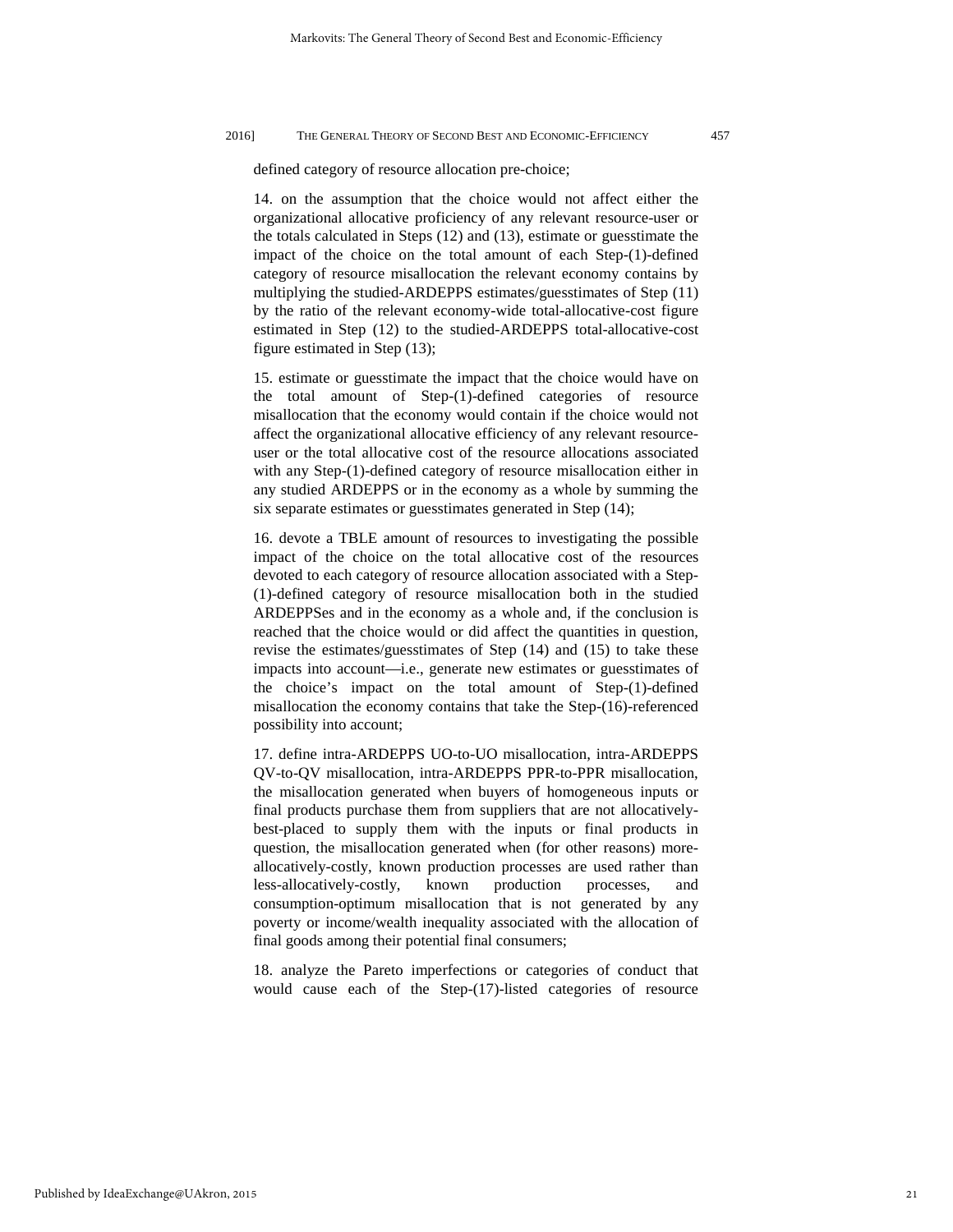defined category of resource allocation pre-choice;

14. on the assumption that the choice would not affect either the organizational allocative proficiency of any relevant resource-user or the totals calculated in Steps (12) and (13), estimate or guesstimate the impact of the choice on the total amount of each Step-(1)-defined category of resource misallocation the relevant economy contains by multiplying the studied-ARDEPPS estimates/guesstimates of Step (11) by the ratio of the relevant economy-wide total-allocative-cost figure estimated in Step (12) to the studied-ARDEPPS total-allocative-cost figure estimated in Step (13);

15. estimate or guesstimate the impact that the choice would have on the total amount of Step-(1)-defined categories of resource misallocation that the economy would contain if the choice would not affect the organizational allocative efficiency of any relevant resource-user or the total allocative cost of the resource allocations associated with any Step-(1)-defined category of resource misallocation either in any studied ARDEPPS or in the economy as a whole by summing the six separate estimates or guesstimates generated in Step (14);

16. devote a TBLE amount of resources to investigating the possible impact of the choice on the total allocative cost of the resources devoted to each category of resource allocation associated with a Step-(1)-defined category of resource misallocation both in the studied ARDEPPSes and in the economy as a whole and, if the conclusion is reached that the choice would or did affect the quantities in question, revise the estimates/guesstimates of Step (14) and (15) to take these impacts into account—i.e., generate new estimates or guesstimates of the choice's impact on the total amount of Step-(1)-defined misallocation the economy contains that take the Step-(16)-referenced possibility into account;

17. define intra-ARDEPPS UO-to-UO misallocation, intra-ARDEPPS QV-to-QV misallocation, intra-ARDEPPS PPR-to-PPR misallocation, the misallocation generated when buyers of homogeneous inputs or final products purchase them from suppliers that are not allocatively-best-placed to supply them with the inputs or final products in question, the misallocation generated when (for other reasons) more-allocatively-costly, known production processes are used rather than less-allocatively-costly, known production processes, and consumption-optimum misallocation that is not generated by any poverty or income/wealth inequality associated with the allocation of final goods among their potential final consumers;

18. analyze the Pareto imperfections or categories of conduct that would cause each of the Step-(17)-listed categories of resource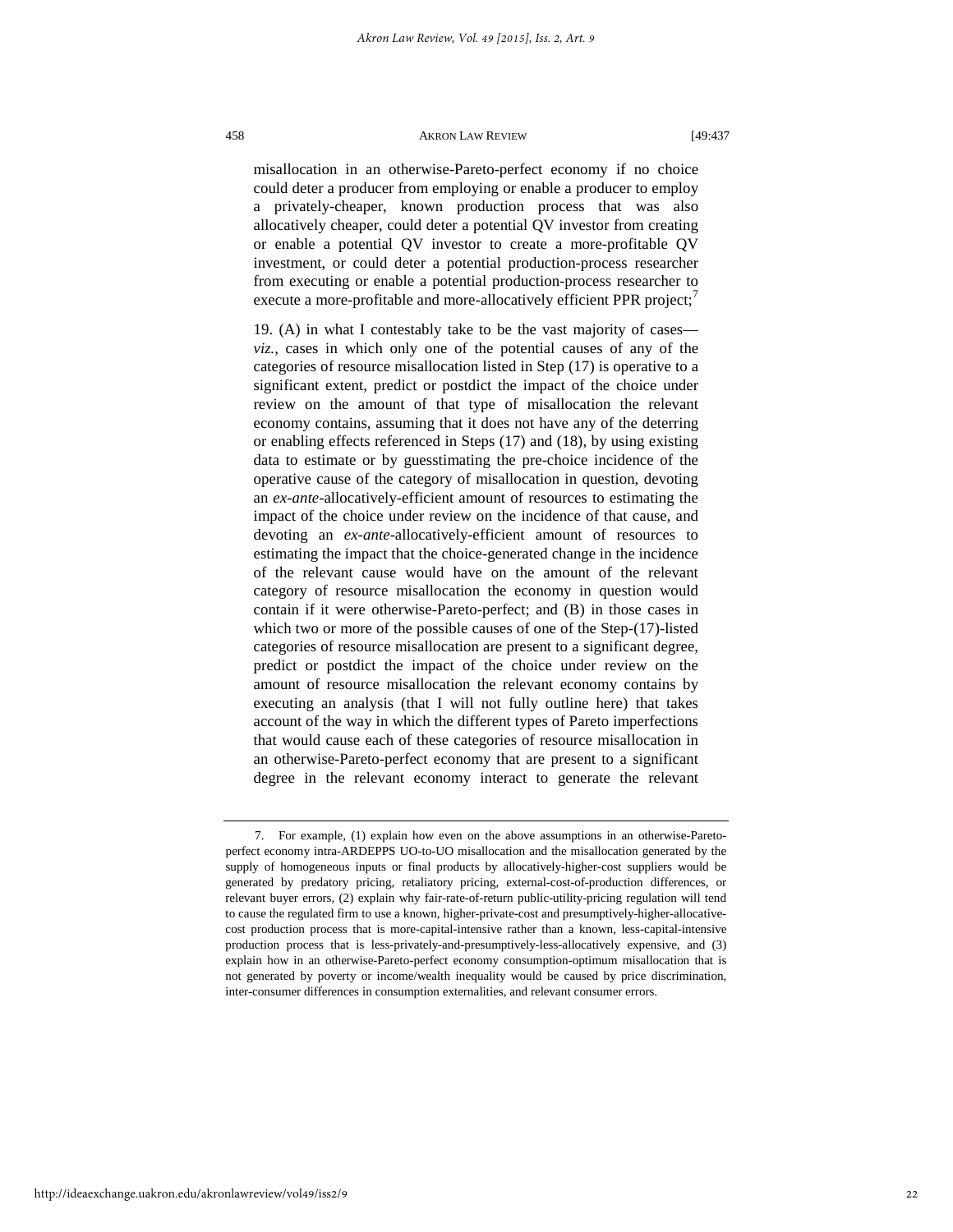misallocation in an otherwise-Pareto-perfect economy if no choice could deter a producer from employing or enable a producer to employ a privately-cheaper, known production process that was also allocatively cheaper, could deter a potential QV investor from creating or enable a potential QV investor to create a more-profitable QV investment, or could deter a potential production-process researcher from executing or enable a potential production-process researcher to execute a more-profitable and more-allocatively efficient PPR project;[7]

19. (A) in what I contestably take to be the vast majority of cases—*viz.*, cases in which only one of the potential causes of any of the categories of resource misallocation listed in Step (17) is operative to a significant extent, predict or postdict the impact of the choice under review on the amount of that type of misallocation the relevant economy contains, assuming that it does not have any of the deterring or enabling effects referenced in Steps (17) and (18), by using existing data to estimate or by guesstimating the pre-choice incidence of the operative cause of the category of misallocation in question, devoting an *ex-ante*-allocatively-efficient amount of resources to estimating the impact of the choice under review on the incidence of that cause, and devoting an *ex-ante*-allocatively-efficient amount of resources to estimating the impact that the choice-generated change in the incidence of the relevant cause would have on the amount of the relevant category of resource misallocation the economy in question would contain if it were otherwise-Pareto-perfect; and (B) in those cases in which two or more of the possible causes of one of the Step-(17)-listed categories of resource misallocation are present to a significant degree, predict or postdict the impact of the choice under review on the amount of resource misallocation the relevant economy contains by executing an analysis (that I will not fully outline here) that takes account of the way in which the different types of Pareto imperfections that would cause each of these categories of resource misallocation in an otherwise-Pareto-perfect economy that are present to a significant degree in the relevant economy interact to generate the relevant

---

7. For example, (1) explain how even on the above assumptions in an otherwise-Pareto-perfect economy intra-ARDEPPS UO-to-UO misallocation and the misallocation generated by the supply of homogeneous inputs or final products by allocatively-higher-cost suppliers would be generated by predatory pricing, retaliatory pricing, external-cost-of-production differences, or relevant buyer errors, (2) explain why fair-rate-of-return public-utility-pricing regulation will tend to cause the regulated firm to use a known, higher-private-cost and presumptively-higher-allocative-cost production process that is more-capital-intensive rather than a known, less-capital-intensive production process that is less-privately-and-presumptively-less-allocatively expensive, and (3) explain how in an otherwise-Pareto-perfect economy consumption-optimum misallocation that is not generated by poverty or income/wealth inequality would be caused by price discrimination, inter-consumer differences in consumption externalities, and relevant consumer errors.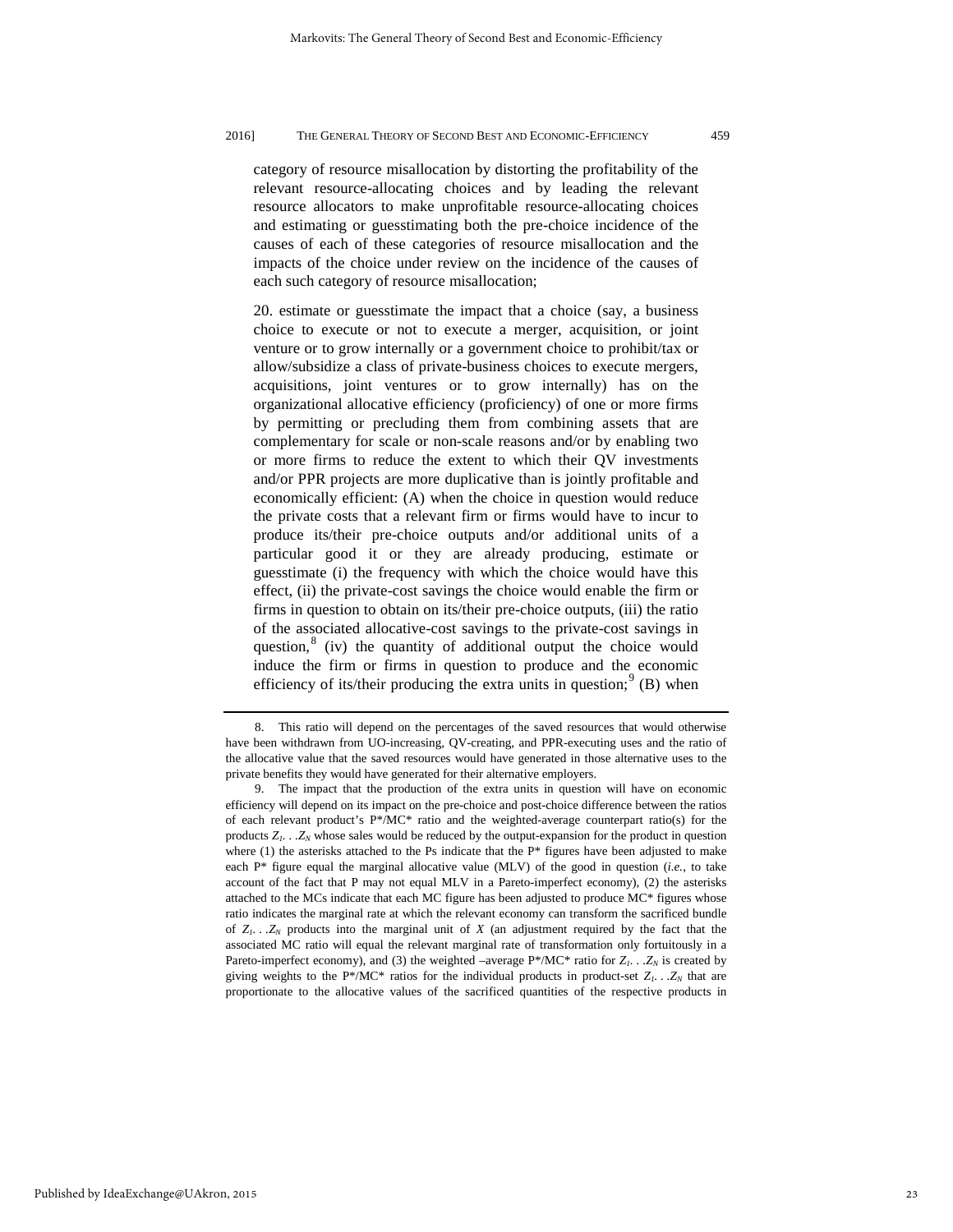category of resource misallocation by distorting the profitability of the relevant resource-allocating choices and by leading the relevant resource allocators to make unprofitable resource-allocating choices and estimating or guesstimating both the pre-choice incidence of the causes of each of these categories of resource misallocation and the impacts of the choice under review on the incidence of the causes of each such category of resource misallocation;

20. estimate or guesstimate the impact that a choice (say, a business choice to execute or not to execute a merger, acquisition, or joint venture or to grow internally or a government choice to prohibit/tax or allow/subsidize a class of private-business choices to execute mergers, acquisitions, joint ventures or to grow internally) has on the organizational allocative efficiency (proficiency) of one or more firms by permitting or precluding them from combining assets that are complementary for scale or non-scale reasons and/or by enabling two or more firms to reduce the extent to which their QV investments and/or PPR projects are more duplicative than is jointly profitable and economically efficient: (A) when the choice in question would reduce the private costs that a relevant firm or firms would have to incur to produce its/their pre-choice outputs and/or additional units of a particular good it or they are already producing, estimate or guesstimate (i) the frequency with which the choice would have this effect, (ii) the private-cost savings the choice would enable the firm or firms in question to obtain on its/their pre-choice outputs, (iii) the ratio of the associated allocative-cost savings to the private-cost savings in question,[8] (iv) the quantity of additional output the choice would induce the firm or firms in question to produce and the economic efficiency of its/their producing the extra units in question;[9] (B) when

---

8. This ratio will depend on the percentages of the saved resources that would otherwise have been withdrawn from UO-increasing, QV-creating, and PPR-executing uses and the ratio of the allocative value that the saved resources would have generated in those alternative uses to the private benefits they would have generated for their alternative employers.

9. The impact that the production of the extra units in question will have on economic efficiency will depend on its impact on the pre-choice and post-choice difference between the ratios of each relevant product's P*/MC* ratio and the weighted-average counterpart ratio(s) for the products $Z_1 \ldots Z_N$ whose sales would be reduced by the output-expansion for the product in question where (1) the asterisks attached to the Ps indicate that the P* figures have been adjusted to make each P* figure equal the marginal allocative value (MLV) of the good in question (*i.e.*, to take account of the fact that P may not equal MLV in a Pareto-imperfect economy), (2) the asterisks attached to the MCs indicate that each MC figure has been adjusted to produce MC* figures whose ratio indicates the marginal rate at which the relevant economy can transform the sacrificed bundle of $Z_1 \ldots Z_N$ products into the marginal unit of $X$ (an adjustment required by the fact that the associated MC ratio will equal the relevant marginal rate of transformation only fortuitously in a Pareto-imperfect economy), and (3) the weighted –average P*/MC* ratio for $Z_1 \ldots Z_N$ is created by giving weights to the P*/MC* ratios for the individual products in product-set $Z_1 \ldots Z_N$ that are proportionate to the allocative values of the sacrificed quantities of the respective products in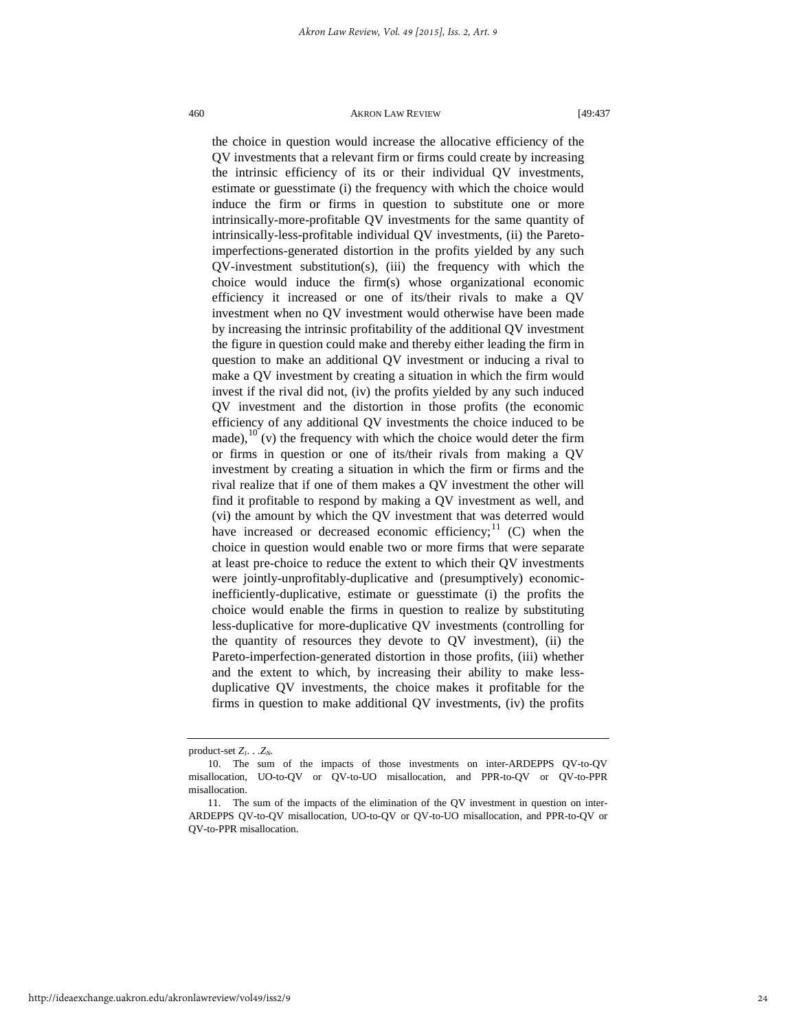the choice in question would increase the allocative efficiency of the QV investments that a relevant firm or firms could create by increasing the intrinsic efficiency of its or their individual QV investments, estimate or guesstimate (i) the frequency with which the choice would induce the firm or firms in question to substitute one or more intrinsically-more-profitable QV investments for the same quantity of intrinsically-less-profitable individual QV investments, (ii) the Pareto-imperfections-generated distortion in the profits yielded by any such QV-investment substitution(s), (iii) the frequency with which the choice would induce the firm(s) whose organizational economic efficiency it increased or one of its/their rivals to make a QV investment when no QV investment would otherwise have been made by increasing the intrinsic profitability of the additional QV investment the figure in question could make and thereby either leading the firm in question to make an additional QV investment or inducing a rival to make a QV investment by creating a situation in which the firm would invest if the rival did not, (iv) the profits yielded by any such induced QV investment and the distortion in those profits (the economic efficiency of any additional QV investments the choice induced to be made),[10] (v) the frequency with which the choice would deter the firm or firms in question or one of its/their rivals from making a QV investment by creating a situation in which the firm or firms and the rival realize that if one of them makes a QV investment the other will find it profitable to respond by making a QV investment as well, and (vi) the amount by which the QV investment that was deterred would have increased or decreased economic efficiency;[11] (C) when the choice in question would enable two or more firms that were separate at least pre-choice to reduce the extent to which their QV investments were jointly-unprofitably-duplicative and (presumptively) economic-inefficiently-duplicative, estimate or guesstimate (i) the profits the choice would enable the firms in question to realize by substituting less-duplicative for more-duplicative QV investments (controlling for the quantity of resources they devote to QV investment), (ii) the Pareto-imperfection-generated distortion in those profits, (iii) whether and the extent to which, by increasing their ability to make less-duplicative QV investments, the choice makes it profitable for the firms in question to make additional QV investments, (iv) the profits

---

product-set $Z_1 \ldots Z_N$.

10. The sum of the impacts of those investments on inter-ARDEPPS QV-to-QV misallocation, UO-to-QV or QV-to-UO misallocation, and PPR-to-QV or QV-to-PPR misallocation.

11. The sum of the impacts of the elimination of the QV investment in question on inter-ARDEPPS QV-to-QV misallocation, UO-to-QV or QV-to-UO misallocation, and PPR-to-QV or QV-to-PPR misallocation.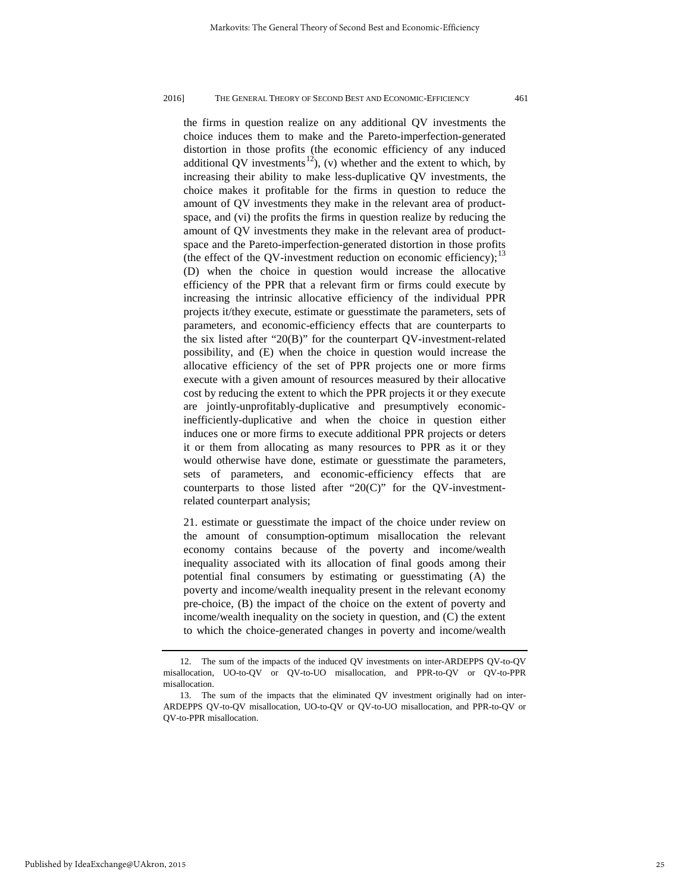the firms in question realize on any additional QV investments the choice induces them to make and the Pareto-imperfection-generated distortion in those profits (the economic efficiency of any induced additional QV investments[12]), (v) whether and the extent to which, by increasing their ability to make less-duplicative QV investments, the choice makes it profitable for the firms in question to reduce the amount of QV investments they make in the relevant area of product-space, and (vi) the profits the firms in question realize by reducing the amount of QV investments they make in the relevant area of product-space and the Pareto-imperfection-generated distortion in those profits (the effect of the QV-investment reduction on economic efficiency);[13] (D) when the choice in question would increase the allocative efficiency of the PPR that a relevant firm or firms could execute by increasing the intrinsic allocative efficiency of the individual PPR projects it/they execute, estimate or guesstimate the parameters, sets of parameters, and economic-efficiency effects that are counterparts to the six listed after "20(B)" for the counterpart QV-investment-related possibility, and (E) when the choice in question would increase the allocative efficiency of the set of PPR projects one or more firms execute with a given amount of resources measured by their allocative cost by reducing the extent to which the PPR projects it or they execute are jointly-unprofitably-duplicative and presumptively economic-inefficiently-duplicative and when the choice in question either induces one or more firms to execute additional PPR projects or deters it or them from allocating as many resources to PPR as it or they would otherwise have done, estimate or guesstimate the parameters, sets of parameters, and economic-efficiency effects that are counterparts to those listed after "20(C)" for the QV-investment-related counterpart analysis;

21. estimate or guesstimate the impact of the choice under review on the amount of consumption-optimum misallocation the relevant economy contains because of the poverty and income/wealth inequality associated with its allocation of final goods among their potential final consumers by estimating or guesstimating (A) the poverty and income/wealth inequality present in the relevant economy pre-choice, (B) the impact of the choice on the extent of poverty and income/wealth inequality on the society in question, and (C) the extent to which the choice-generated changes in poverty and income/wealth

---

12. The sum of the impacts of the induced QV investments on inter-ARDEPPS QV-to-QV misallocation, UO-to-QV or QV-to-UO misallocation, and PPR-to-QV or QV-to-PPR misallocation.

13. The sum of the impacts that the eliminated QV investment originally had on inter-ARDEPPS QV-to-QV misallocation, UO-to-QV or QV-to-UO misallocation, and PPR-to-QV or QV-to-PPR misallocation.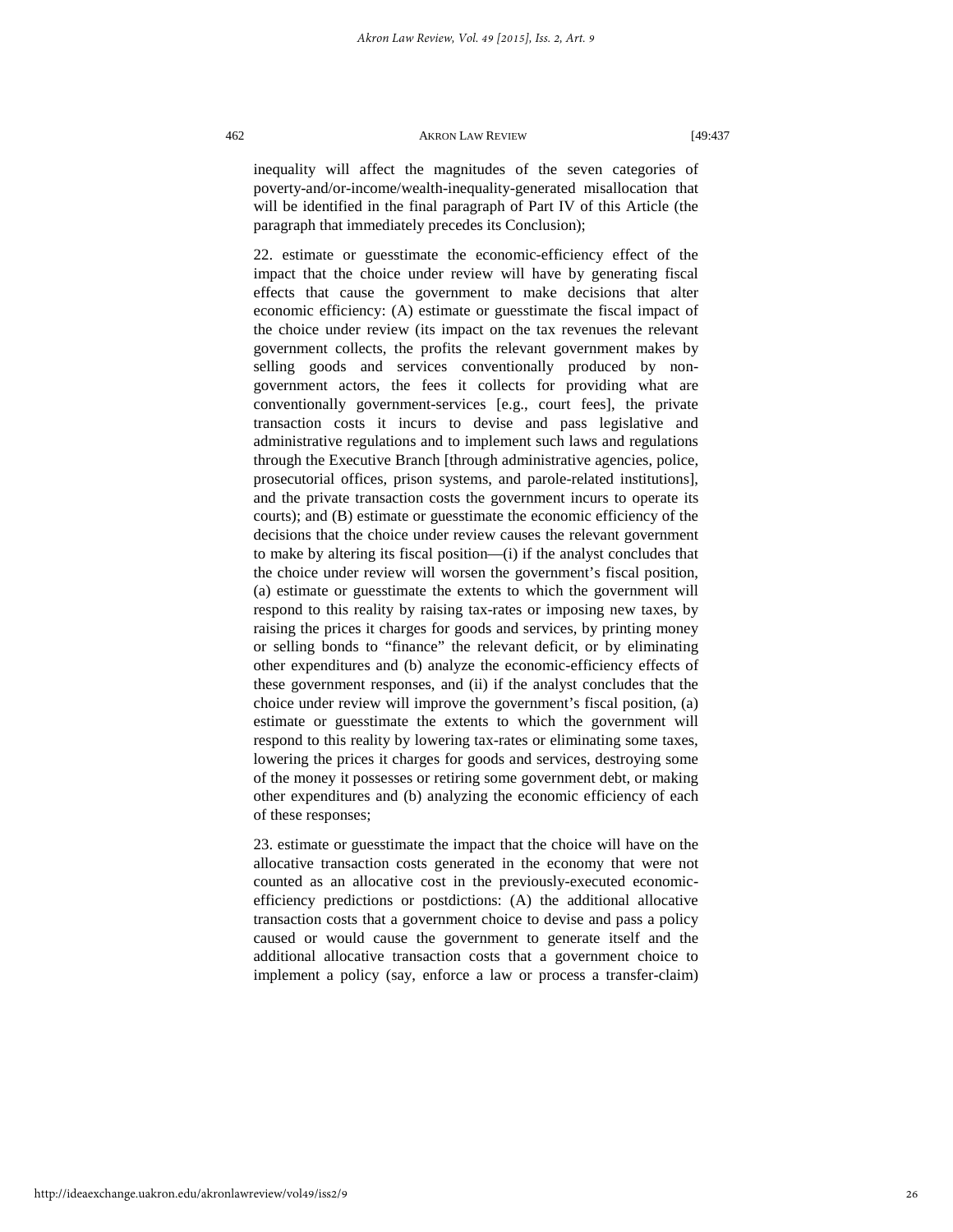inequality will affect the magnitudes of the seven categories of poverty-and/or-income/wealth-inequality-generated misallocation that will be identified in the final paragraph of Part IV of this Article (the paragraph that immediately precedes its Conclusion);

22. estimate or guesstimate the economic-efficiency effect of the impact that the choice under review will have by generating fiscal effects that cause the government to make decisions that alter economic efficiency: (A) estimate or guesstimate the fiscal impact of the choice under review (its impact on the tax revenues the relevant government collects, the profits the relevant government makes by selling goods and services conventionally produced by non-government actors, the fees it collects for providing what are conventionally government-services [e.g., court fees], the private transaction costs it incurs to devise and pass legislative and administrative regulations and to implement such laws and regulations through the Executive Branch [through administrative agencies, police, prosecutorial offices, prison systems, and parole-related institutions], and the private transaction costs the government incurs to operate its courts); and (B) estimate or guesstimate the economic efficiency of the decisions that the choice under review causes the relevant government to make by altering its fiscal position—(i) if the analyst concludes that the choice under review will worsen the government's fiscal position, (a) estimate or guesstimate the extents to which the government will respond to this reality by raising tax-rates or imposing new taxes, by raising the prices it charges for goods and services, by printing money or selling bonds to "finance" the relevant deficit, or by eliminating other expenditures and (b) analyze the economic-efficiency effects of these government responses, and (ii) if the analyst concludes that the choice under review will improve the government's fiscal position, (a) estimate or guesstimate the extents to which the government will respond to this reality by lowering tax-rates or eliminating some taxes, lowering the prices it charges for goods and services, destroying some of the money it possesses or retiring some government debt, or making other expenditures and (b) analyzing the economic efficiency of each of these responses;

23. estimate or guesstimate the impact that the choice will have on the allocative transaction costs generated in the economy that were not counted as an allocative cost in the previously-executed economic-efficiency predictions or postdictions: (A) the additional allocative transaction costs that a government choice to devise and pass a policy caused or would cause the government to generate itself and the additional allocative transaction costs that a government choice to implement a policy (say, enforce a law or process a transfer-claim)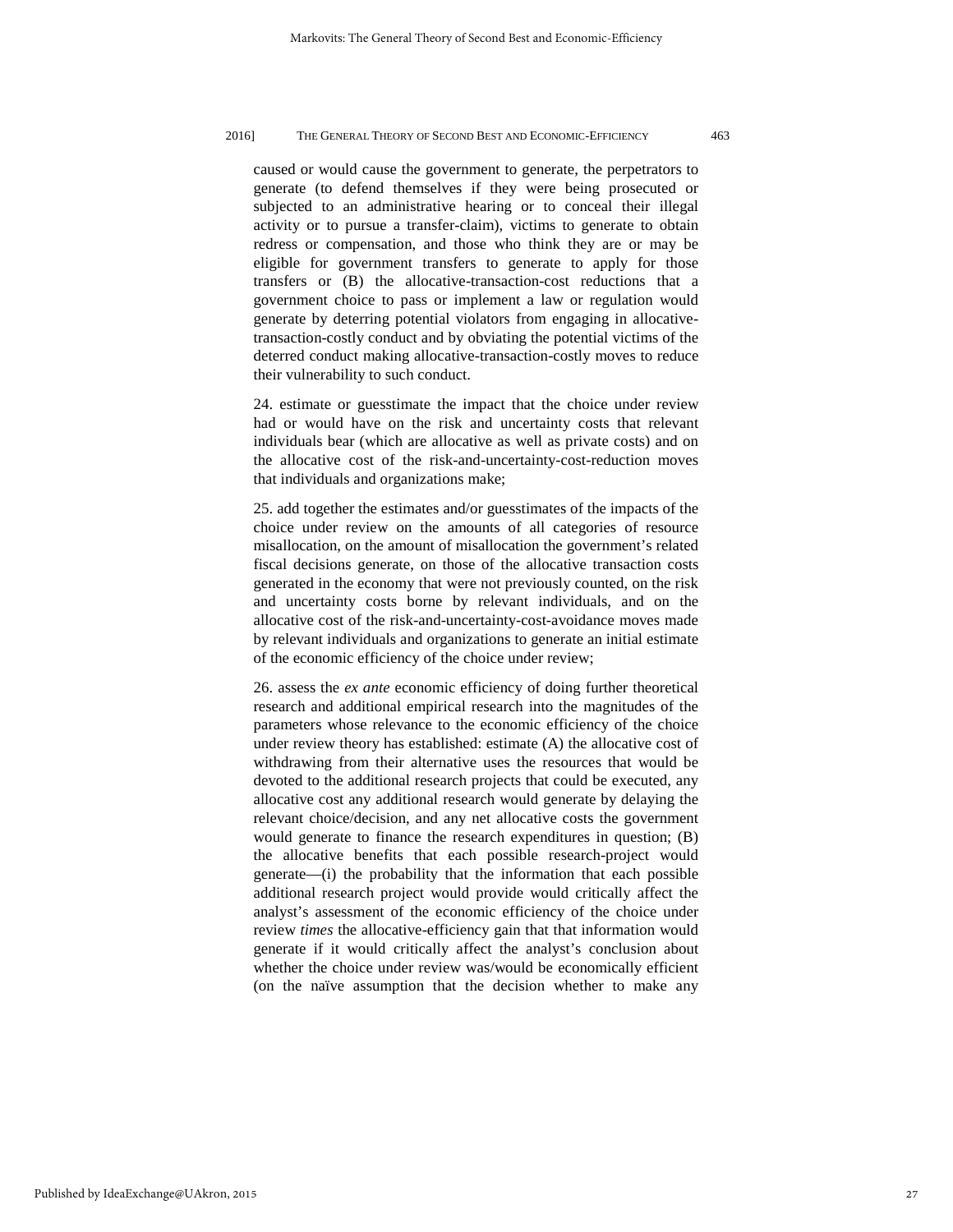caused or would cause the government to generate, the perpetrators to generate (to defend themselves if they were being prosecuted or subjected to an administrative hearing or to conceal their illegal activity or to pursue a transfer-claim), victims to generate to obtain redress or compensation, and those who think they are or may be eligible for government transfers to generate to apply for those transfers or (B) the allocative-transaction-cost reductions that a government choice to pass or implement a law or regulation would generate by deterring potential violators from engaging in allocative-transaction-costly conduct and by obviating the potential victims of the deterred conduct making allocative-transaction-costly moves to reduce their vulnerability to such conduct.

24. estimate or guesstimate the impact that the choice under review had or would have on the risk and uncertainty costs that relevant individuals bear (which are allocative as well as private costs) and on the allocative cost of the risk-and-uncertainty-cost-reduction moves that individuals and organizations make;

25. add together the estimates and/or guesstimates of the impacts of the choice under review on the amounts of all categories of resource misallocation, on the amount of misallocation the government's related fiscal decisions generate, on those of the allocative transaction costs generated in the economy that were not previously counted, on the risk and uncertainty costs borne by relevant individuals, and on the allocative cost of the risk-and-uncertainty-cost-avoidance moves made by relevant individuals and organizations to generate an initial estimate of the economic efficiency of the choice under review;

26. assess the *ex ante* economic efficiency of doing further theoretical research and additional empirical research into the magnitudes of the parameters whose relevance to the economic efficiency of the choice under review theory has established: estimate (A) the allocative cost of withdrawing from their alternative uses the resources that would be devoted to the additional research projects that could be executed, any allocative cost any additional research would generate by delaying the relevant choice/decision, and any net allocative costs the government would generate to finance the research expenditures in question; (B) the allocative benefits that each possible research-project would generate—(i) the probability that the information that each possible additional research project would provide would critically affect the analyst's assessment of the economic efficiency of the choice under review *times* the allocative-efficiency gain that that information would generate if it would critically affect the analyst's conclusion about whether the choice under review was/would be economically efficient (on the naïve assumption that the decision whether to make any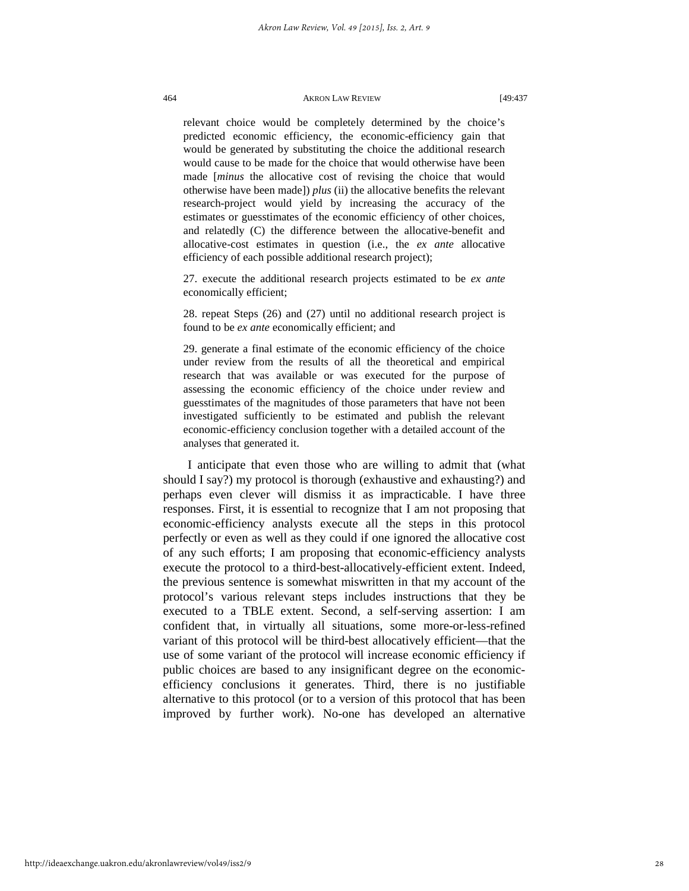relevant choice would be completely determined by the choice's predicted economic efficiency, the economic-efficiency gain that would be generated by substituting the choice the additional research would cause to be made for the choice that would otherwise have been made [*minus* the allocative cost of revising the choice that would otherwise have been made]) *plus* (ii) the allocative benefits the relevant research-project would yield by increasing the accuracy of the estimates or guesstimates of the economic efficiency of other choices, and relatedly (C) the difference between the allocative-benefit and allocative-cost estimates in question (i.e., the *ex ante* allocative efficiency of each possible additional research project);

> 27. execute the additional research projects estimated to be *ex ante* economically efficient;
>
> 28. repeat Steps (26) and (27) until no additional research project is found to be *ex ante* economically efficient; and
>
> 29. generate a final estimate of the economic efficiency of the choice under review from the results of all the theoretical and empirical research that was available or was executed for the purpose of assessing the economic efficiency of the choice under review and guesstimates of the magnitudes of those parameters that have not been investigated sufficiently to be estimated and publish the relevant economic-efficiency conclusion together with a detailed account of the analyses that generated it.

I anticipate that even those who are willing to admit that (what should I say?) my protocol is thorough (exhaustive and exhausting?) and perhaps even clever will dismiss it as impracticable. I have three responses. First, it is essential to recognize that I am not proposing that economic-efficiency analysts execute all the steps in this protocol perfectly or even as well as they could if one ignored the allocative cost of any such efforts; I am proposing that economic-efficiency analysts execute the protocol to a third-best-allocatively-efficient extent. Indeed, the previous sentence is somewhat miswritten in that my account of the protocol's various relevant steps includes instructions that they be executed to a TBLE extent. Second, a self-serving assertion: I am confident that, in virtually all situations, some more-or-less-refined variant of this protocol will be third-best allocatively efficient—that the use of some variant of the protocol will increase economic efficiency if public choices are based to any insignificant degree on the economic-efficiency conclusions it generates. Third, there is no justifiable alternative to this protocol (or to a version of this protocol that has been improved by further work). No-one has developed an alternative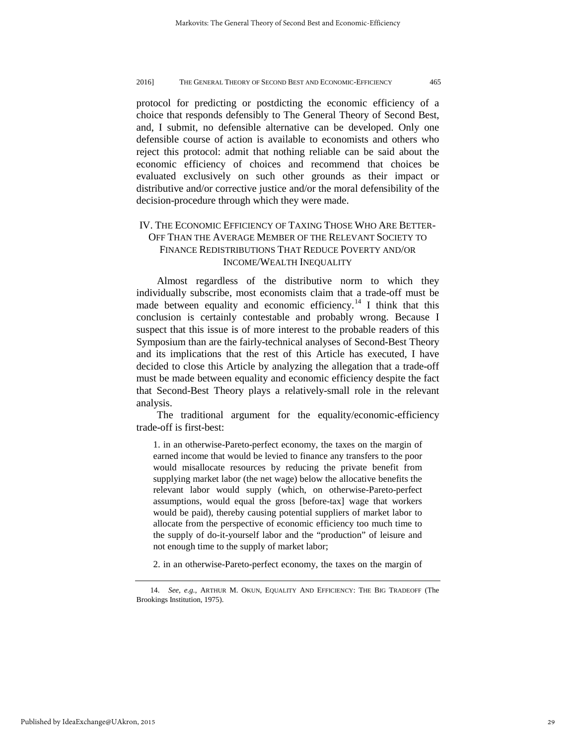protocol for predicting or postdicting the economic efficiency of a choice that responds defensibly to The General Theory of Second Best, and, I submit, no defensible alternative can be developed. Only one defensible course of action is available to economists and others who reject this protocol: admit that nothing reliable can be said about the economic efficiency of choices and recommend that choices be evaluated exclusively on such other grounds as their impact or distributive and/or corrective justice and/or the moral defensibility of the decision-procedure through which they were made.

## IV. THE ECONOMIC EFFICIENCY OF TAXING THOSE WHO ARE BETTER-OFF THAN THE AVERAGE MEMBER OF THE RELEVANT SOCIETY TO FINANCE REDISTRIBUTIONS THAT REDUCE POVERTY AND/OR INCOME/WEALTH INEQUALITY

Almost regardless of the distributive norm to which they individually subscribe, most economists claim that a trade-off must be made between equality and economic efficiency.[14] I think that this conclusion is certainly contestable and probably wrong. Because I suspect that this issue is of more interest to the probable readers of this Symposium than are the fairly-technical analyses of Second-Best Theory and its implications that the rest of this Article has executed, I have decided to close this Article by analyzing the allegation that a trade-off must be made between equality and economic efficiency despite the fact that Second-Best Theory plays a relatively-small role in the relevant analysis.

The traditional argument for the equality/economic-efficiency trade-off is first-best:

> 1. in an otherwise-Pareto-perfect economy, the taxes on the margin of earned income that would be levied to finance any transfers to the poor would misallocate resources by reducing the private benefit from supplying market labor (the net wage) below the allocative benefits the relevant labor would supply (which, on otherwise-Pareto-perfect assumptions, would equal the gross [before-tax] wage that workers would be paid), thereby causing potential suppliers of market labor to allocate from the perspective of economic efficiency too much time to the supply of do-it-yourself labor and the "production" of leisure and not enough time to the supply of market labor;
>
> 2. in an otherwise-Pareto-perfect economy, the taxes on the margin of

14. *See, e.g.*, ARTHUR M. OKUN, EQUALITY AND EFFICIENCY: THE BIG TRADEOFF (The Brookings Institution, 1975).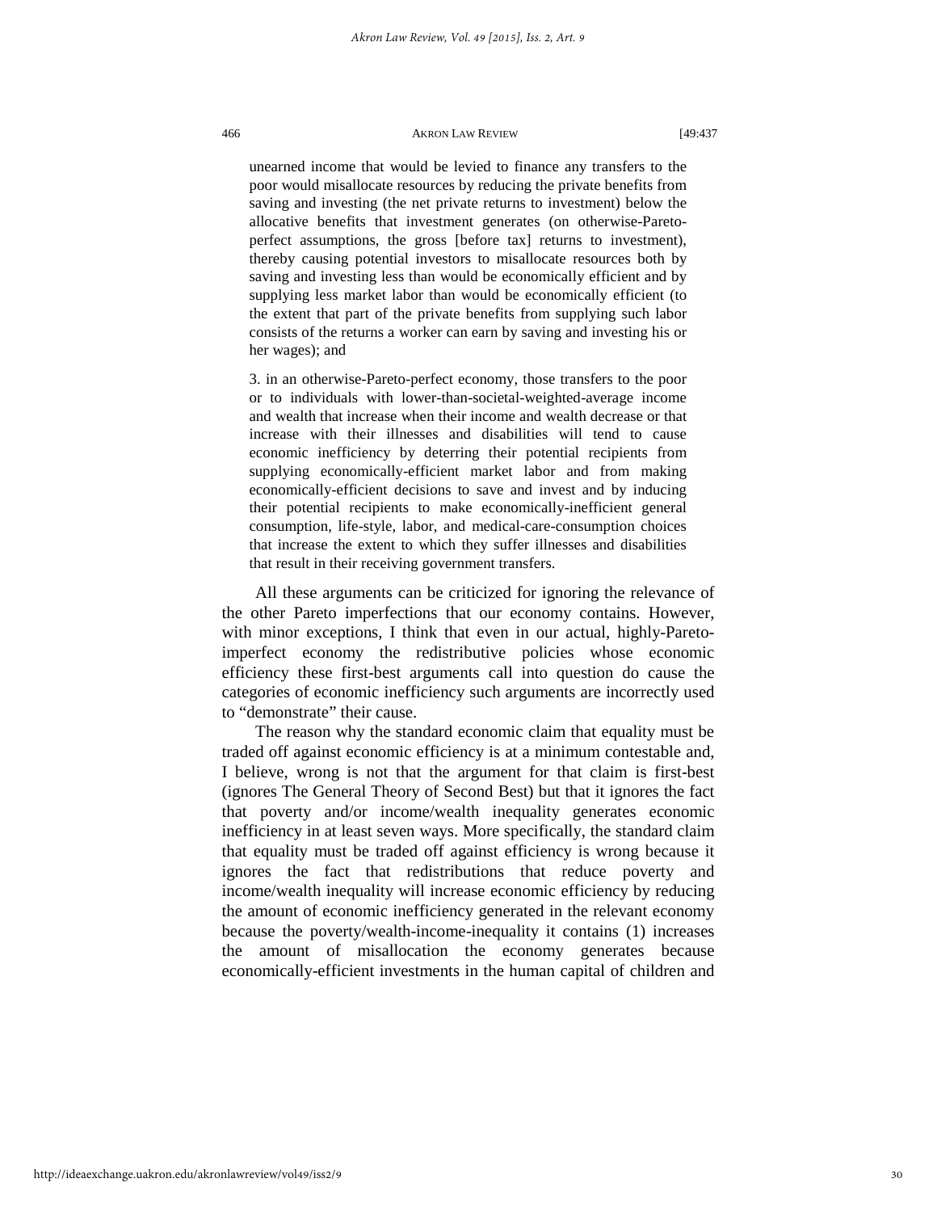unearned income that would be levied to finance any transfers to the poor would misallocate resources by reducing the private benefits from saving and investing (the net private returns to investment) below the allocative benefits that investment generates (on otherwise-Pareto-perfect assumptions, the gross [before tax] returns to investment), thereby causing potential investors to misallocate resources both by saving and investing less than would be economically efficient and by supplying less market labor than would be economically efficient (to the extent that part of the private benefits from supplying such labor consists of the returns a worker can earn by saving and investing his or her wages); and

> 3. in an otherwise-Pareto-perfect economy, those transfers to the poor or to individuals with lower-than-societal-weighted-average income and wealth that increase when their income and wealth decrease or that increase with their illnesses and disabilities will tend to cause economic inefficiency by deterring their potential recipients from supplying economically-efficient market labor and from making economically-efficient decisions to save and invest and by inducing their potential recipients to make economically-inefficient general consumption, life-style, labor, and medical-care-consumption choices that increase the extent to which they suffer illnesses and disabilities that result in their receiving government transfers.

All these arguments can be criticized for ignoring the relevance of the other Pareto imperfections that our economy contains. However, with minor exceptions, I think that even in our actual, highly-Pareto-imperfect economy the redistributive policies whose economic efficiency these first-best arguments call into question do cause the categories of economic inefficiency such arguments are incorrectly used to "demonstrate" their cause.

The reason why the standard economic claim that equality must be traded off against economic efficiency is at a minimum contestable and, I believe, wrong is not that the argument for that claim is first-best (ignores The General Theory of Second Best) but that it ignores the fact that poverty and/or income/wealth inequality generates economic inefficiency in at least seven ways. More specifically, the standard claim that equality must be traded off against efficiency is wrong because it ignores the fact that redistributions that reduce poverty and income/wealth inequality will increase economic efficiency by reducing the amount of economic inefficiency generated in the relevant economy because the poverty/wealth-income-inequality it contains (1) increases the amount of misallocation the economy generates because economically-efficient investments in the human capital of children and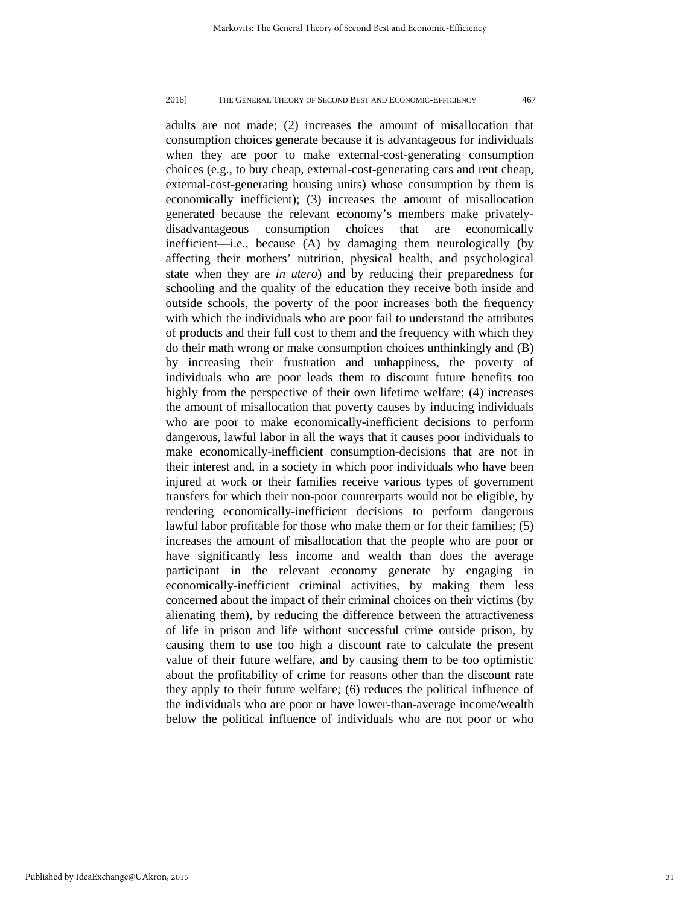adults are not made; (2) increases the amount of misallocation that consumption choices generate because it is advantageous for individuals when they are poor to make external-cost-generating consumption choices (e.g., to buy cheap, external-cost-generating cars and rent cheap, external-cost-generating housing units) whose consumption by them is economically inefficient); (3) increases the amount of misallocation generated because the relevant economy's members make privately-disadvantageous consumption choices that are economically inefficient—i.e., because (A) by damaging them neurologically (by affecting their mothers' nutrition, physical health, and psychological state when they are *in utero*) and by reducing their preparedness for schooling and the quality of the education they receive both inside and outside schools, the poverty of the poor increases both the frequency with which the individuals who are poor fail to understand the attributes of products and their full cost to them and the frequency with which they do their math wrong or make consumption choices unthinkingly and (B) by increasing their frustration and unhappiness, the poverty of individuals who are poor leads them to discount future benefits too highly from the perspective of their own lifetime welfare; (4) increases the amount of misallocation that poverty causes by inducing individuals who are poor to make economically-inefficient decisions to perform dangerous, lawful labor in all the ways that it causes poor individuals to make economically-inefficient consumption-decisions that are not in their interest and, in a society in which poor individuals who have been injured at work or their families receive various types of government transfers for which their non-poor counterparts would not be eligible, by rendering economically-inefficient decisions to perform dangerous lawful labor profitable for those who make them or for their families; (5) increases the amount of misallocation that the people who are poor or have significantly less income and wealth than does the average participant in the relevant economy generate by engaging in economically-inefficient criminal activities, by making them less concerned about the impact of their criminal choices on their victims (by alienating them), by reducing the difference between the attractiveness of life in prison and life without successful crime outside prison, by causing them to use too high a discount rate to calculate the present value of their future welfare, and by causing them to be too optimistic about the profitability of crime for reasons other than the discount rate they apply to their future welfare; (6) reduces the political influence of the individuals who are poor or have lower-than-average income/wealth below the political influence of individuals who are not poor or who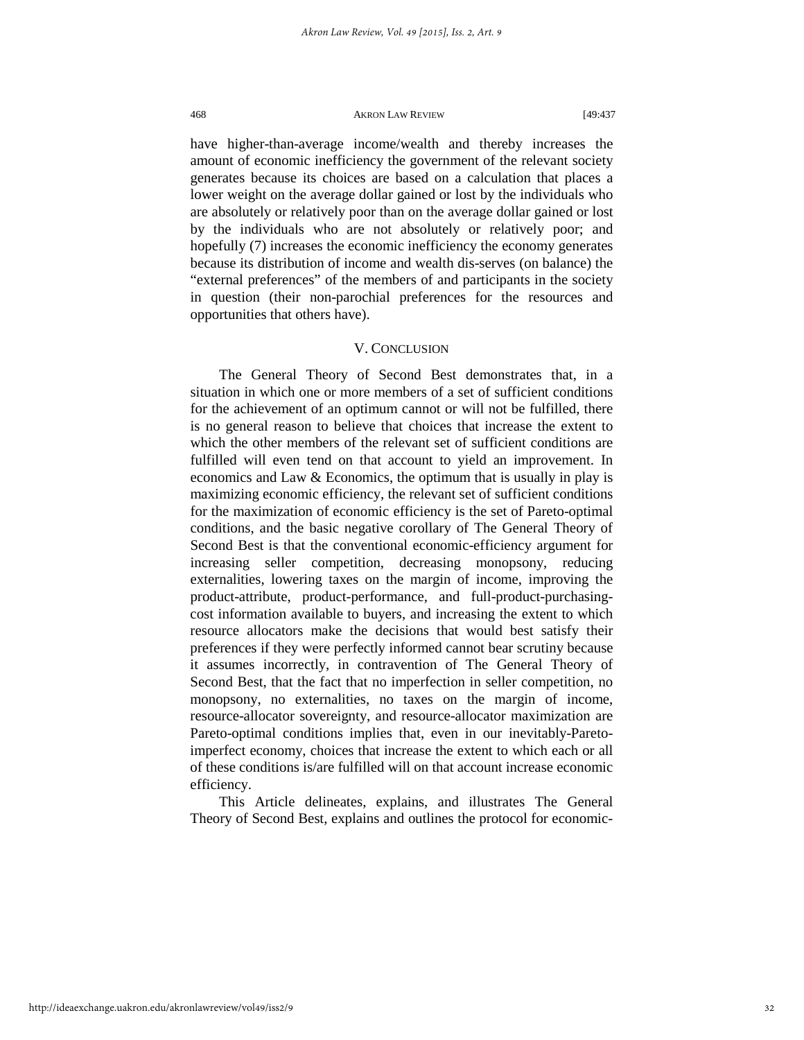have higher-than-average income/wealth and thereby increases the amount of economic inefficiency the government of the relevant society generates because its choices are based on a calculation that places a lower weight on the average dollar gained or lost by the individuals who are absolutely or relatively poor than on the average dollar gained or lost by the individuals who are not absolutely or relatively poor; and hopefully (7) increases the economic inefficiency the economy generates because its distribution of income and wealth dis-serves (on balance) the "external preferences" of the members of and participants in the society in question (their non-parochial preferences for the resources and opportunities that others have).

## V. CONCLUSION

The General Theory of Second Best demonstrates that, in a situation in which one or more members of a set of sufficient conditions for the achievement of an optimum cannot or will not be fulfilled, there is no general reason to believe that choices that increase the extent to which the other members of the relevant set of sufficient conditions are fulfilled will even tend on that account to yield an improvement. In economics and Law & Economics, the optimum that is usually in play is maximizing economic efficiency, the relevant set of sufficient conditions for the maximization of economic efficiency is the set of Pareto-optimal conditions, and the basic negative corollary of The General Theory of Second Best is that the conventional economic-efficiency argument for increasing seller competition, decreasing monopsony, reducing externalities, lowering taxes on the margin of income, improving the product-attribute, product-performance, and full-product-purchasing-cost information available to buyers, and increasing the extent to which resource allocators make the decisions that would best satisfy their preferences if they were perfectly informed cannot bear scrutiny because it assumes incorrectly, in contravention of The General Theory of Second Best, that the fact that no imperfection in seller competition, no monopsony, no externalities, no taxes on the margin of income, resource-allocator sovereignty, and resource-allocator maximization are Pareto-optimal conditions implies that, even in our inevitably-Pareto-imperfect economy, choices that increase the extent to which each or all of these conditions is/are fulfilled will on that account increase economic efficiency.

This Article delineates, explains, and illustrates The General Theory of Second Best, explains and outlines the protocol for economic-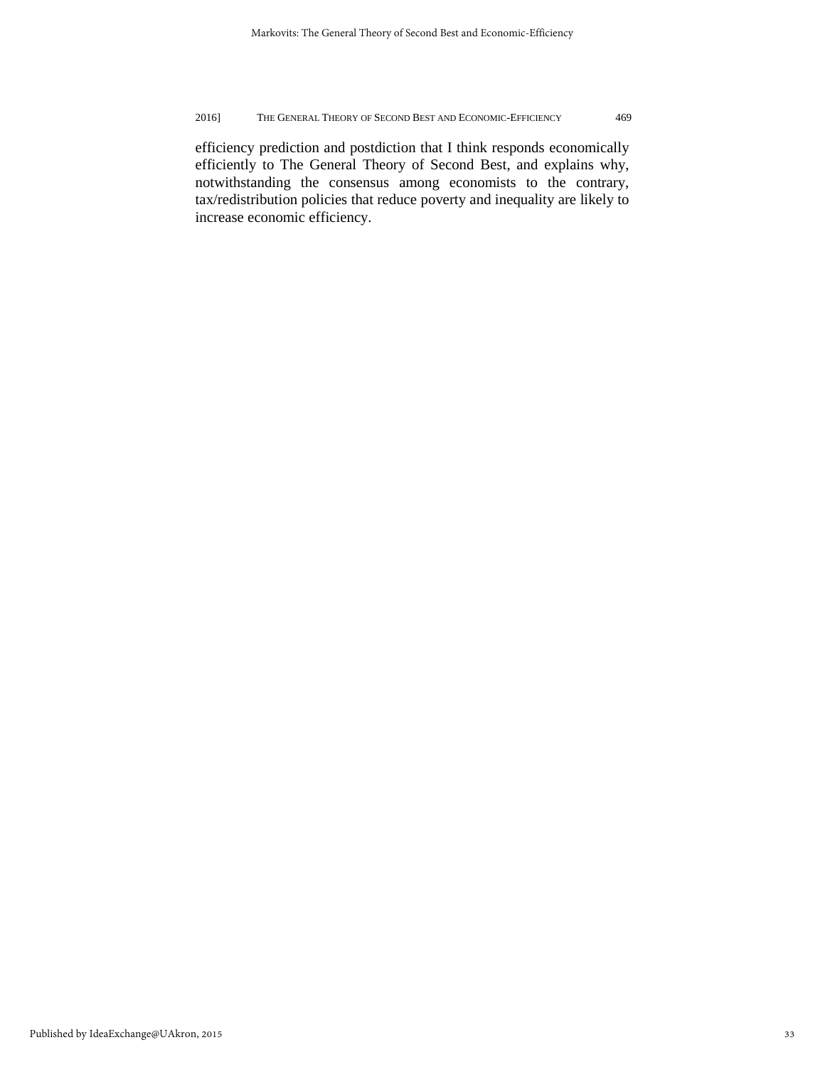efficiency prediction and postdiction that I think responds economically efficiently to The General Theory of Second Best, and explains why, notwithstanding the consensus among economists to the contrary, tax/redistribution policies that reduce poverty and inequality are likely to increase economic efficiency.